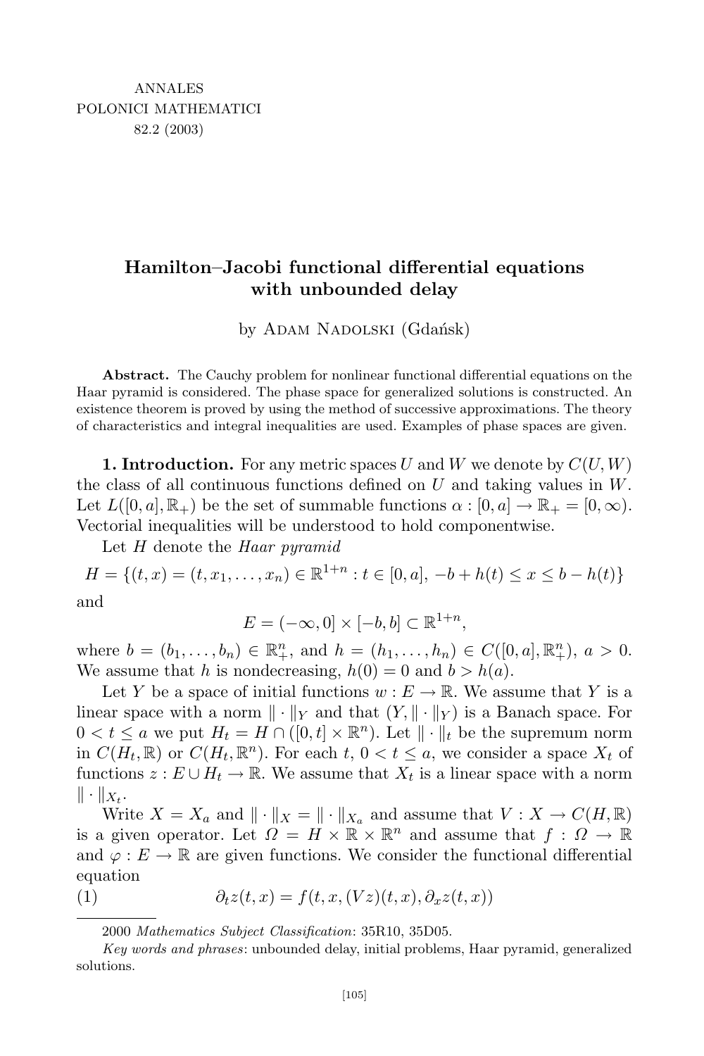ANNALES
POLONICI MATHEMATICI
82.2 (2003)

# Hamilton–Jacobi functional differential equations with unbounded delay

by Adam Nadolski (Gdańsk)

**Abstract.** The Cauchy problem for nonlinear functional differential equations on the Haar pyramid is considered. The phase space for generalized solutions is constructed. An existence theorem is proved by using the method of successive approximations. The theory of characteristics and integral inequalities are used. Examples of phase spaces are given.

**1. Introduction.** For any metric spaces $U$ and $W$ we denote by $C(U, W)$ the class of all continuous functions defined on $U$ and taking values in $W$. Let $L([0, a], \mathbb{R}_+)$ be the set of summable functions $\alpha : [0, a] \to \mathbb{R}_+ = [0, \infty)$. Vectorial inequalities will be understood to hold componentwise.

Let $H$ denote the *Haar pyramid*

$$H = \{(t, x) = (t, x_1, \ldots, x_n) \in \mathbb{R}^{1+n} : t \in [0, a],\ -b + h(t) \leq x \leq b - h(t)\}$$

and

$$E = (-\infty, 0] \times [-b, b] \subset \mathbb{R}^{1+n},$$

where $b = (b_1, \ldots, b_n) \in \mathbb{R}^n_+$, and $h = (h_1, \ldots, h_n) \in C([0, a], \mathbb{R}^n_+)$, $a > 0$. We assume that $h$ is nondecreasing, $h(0) = 0$ and $b > h(a)$.

Let $Y$ be a space of initial functions $w : E \to \mathbb{R}$. We assume that $Y$ is a linear space with a norm $\| \cdot \|_Y$ and that $(Y, \| \cdot \|_Y)$ is a Banach space. For $0 < t \leq a$ we put $H_t = H \cap ([0, t] \times \mathbb{R}^n)$. Let $\| \cdot \|_t$ be the supremum norm in $C(H_t, \mathbb{R})$ or $C(H_t, \mathbb{R}^n)$. For each $t$, $0 < t \leq a$, we consider a space $X_t$ of functions $z : E \cup H_t \to \mathbb{R}$. We assume that $X_t$ is a linear space with a norm $\| \cdot \|_{X_t}$.

Write $X = X_a$ and $\| \cdot \|_X = \| \cdot \|_{X_a}$ and assume that $V : X \to C(H, \mathbb{R})$ is a given operator. Let $\Omega = H \times \mathbb{R} \times \mathbb{R}^n$ and assume that $f : \Omega \to \mathbb{R}$ and $\varphi : E \to \mathbb{R}$ are given functions. We consider the functional differential equation

$$\partial_t z(t, x) = f(t, x, (Vz)(t, x), \partial_x z(t, x)) \tag{1}$$

---

2000 *Mathematics Subject Classification*: 35R10, 35D05.

*Key words and phrases*: unbounded delay, initial problems, Haar pyramid, generalized solutions.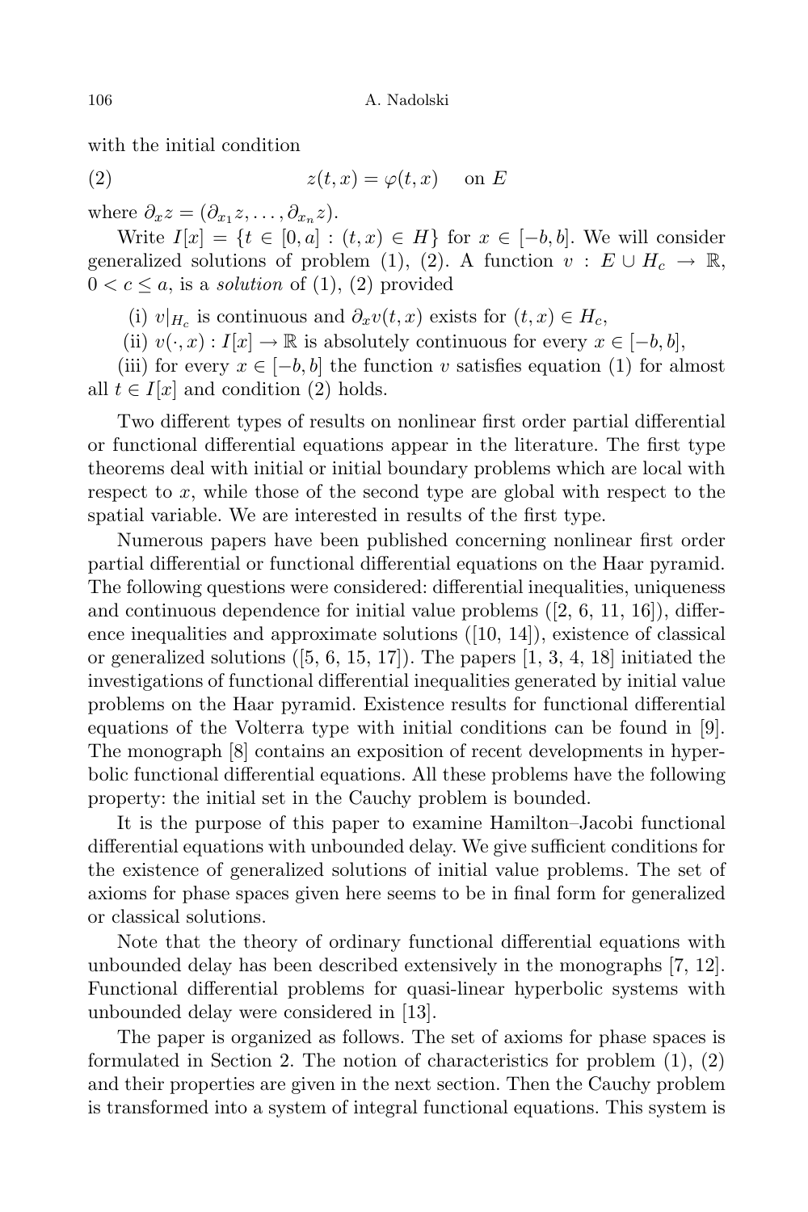with the initial condition

$$z(t,x) = \varphi(t,x) \quad \text{on } E \tag{2}$$

where $\partial_x z = (\partial_{x_1} z, \ldots, \partial_{x_n} z)$.

Write $I[x] = \{t \in [0,a] : (t,x) \in H\}$ for $x \in [-b,b]$. We will consider generalized solutions of problem (1), (2). A function $v : E \cup H_c \to \mathbb{R}$, $0 < c \le a$, is a *solution* of (1), (2) provided

(i) $v|_{H_c}$ is continuous and $\partial_x v(t,x)$ exists for $(t,x) \in H_c$,

(ii) $v(\cdot, x) : I[x] \to \mathbb{R}$ is absolutely continuous for every $x \in [-b,b]$,

(iii) for every $x \in [-b,b]$ the function $v$ satisfies equation (1) for almost all $t \in I[x]$ and condition (2) holds.

Two different types of results on nonlinear first order partial differential or functional differential equations appear in the literature. The first type theorems deal with initial or initial boundary problems which are local with respect to $x$, while those of the second type are global with respect to the spatial variable. We are interested in results of the first type.

Numerous papers have been published concerning nonlinear first order partial differential or functional differential equations on the Haar pyramid. The following questions were considered: differential inequalities, uniqueness and continuous dependence for initial value problems ([2, 6, 11, 16]), difference inequalities and approximate solutions ([10, 14]), existence of classical or generalized solutions ([5, 6, 15, 17]). The papers [1, 3, 4, 18] initiated the investigations of functional differential inequalities generated by initial value problems on the Haar pyramid. Existence results for functional differential equations of the Volterra type with initial conditions can be found in [9]. The monograph [8] contains an exposition of recent developments in hyperbolic functional differential equations. All these problems have the following property: the initial set in the Cauchy problem is bounded.

It is the purpose of this paper to examine Hamilton–Jacobi functional differential equations with unbounded delay. We give sufficient conditions for the existence of generalized solutions of initial value problems. The set of axioms for phase spaces given here seems to be in final form for generalized or classical solutions.

Note that the theory of ordinary functional differential equations with unbounded delay has been described extensively in the monographs [7, 12]. Functional differential problems for quasi-linear hyperbolic systems with unbounded delay were considered in [13].

The paper is organized as follows. The set of axioms for phase spaces is formulated in Section 2. The notion of characteristics for problem (1), (2) and their properties are given in the next section. Then the Cauchy problem is transformed into a system of integral functional equations. This system is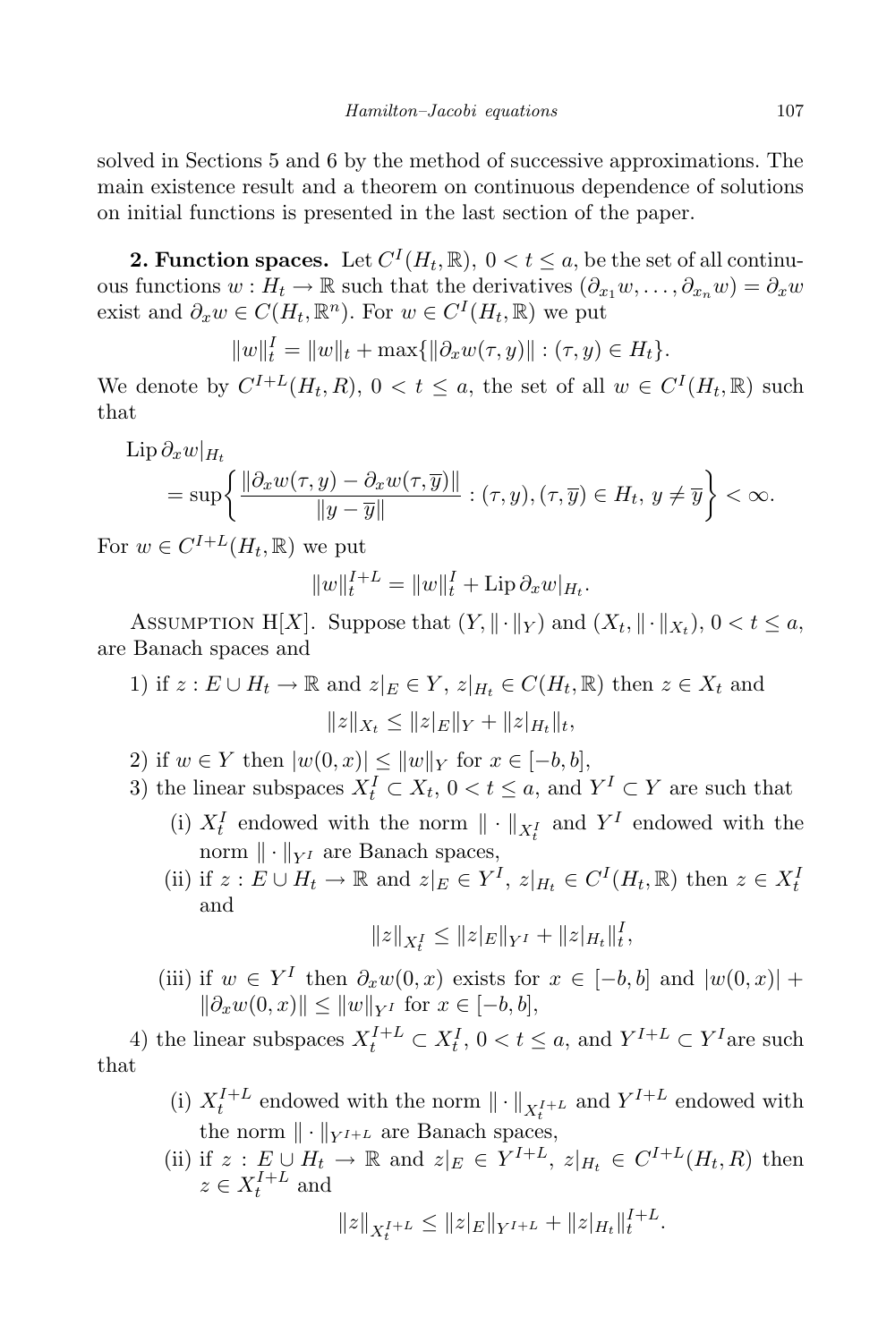solved in Sections 5 and 6 by the method of successive approximations. The main existence result and a theorem on continuous dependence of solutions on initial functions is presented in the last section of the paper.

**2. Function spaces.** Let $C^I(H_t, \mathbb{R})$, $0 < t \le a$, be the set of all continuous functions $w : H_t \to \mathbb{R}$ such that the derivatives $(\partial_{x_1} w, \ldots, \partial_{x_n} w) = \partial_x w$ exist and $\partial_x w \in C(H_t, \mathbb{R}^n)$. For $w \in C^I(H_t, \mathbb{R})$ we put

$$\|w\|_t^I = \|w\|_t + \max\{\|\partial_x w(\tau, y)\| : (\tau, y) \in H_t\}.$$

We denote by $C^{I+L}(H_t, R)$, $0 < t \le a$, the set of all $w \in C^I(H_t, \mathbb{R})$ such that

$$\operatorname{Lip} \partial_x w|_{H_t} = \sup\left\{ \frac{\|\partial_x w(\tau, y) - \partial_x w(\tau, \overline{y})\|}{\|y - \overline{y}\|} : (\tau, y), (\tau, \overline{y}) \in H_t,\ y \ne \overline{y} \right\} < \infty.$$

For $w \in C^{I+L}(H_t, \mathbb{R})$ we put

$$\|w\|_t^{I+L} = \|w\|_t^I + \operatorname{Lip} \partial_x w|_{H_t}.$$

Assumption H[$X$]. Suppose that $(Y, \|\cdot\|_Y)$ and $(X_t, \|\cdot\|_{X_t})$, $0 < t \le a$, are Banach spaces and

1) if $z : E \cup H_t \to \mathbb{R}$ and $z|_E \in Y$, $z|_{H_t} \in C(H_t, \mathbb{R})$ then $z \in X_t$ and

$$\|z\|_{X_t} \le \|z|_E\|_Y + \|z|_{H_t}\|_t,$$

2) if $w \in Y$ then $|w(0, x)| \le \|w\|_Y$ for $x \in [-b, b]$,

3) the linear subspaces $X_t^I \subset X_t$, $0 < t \le a$, and $Y^I \subset Y$ are such that

   (i) $X_t^I$ endowed with the norm $\|\cdot\|_{X_t^I}$ and $Y^I$ endowed with the norm $\|\cdot\|_{Y^I}$ are Banach spaces,

   (ii) if $z : E \cup H_t \to \mathbb{R}$ and $z|_E \in Y^I$, $z|_{H_t} \in C^I(H_t, \mathbb{R})$ then $z \in X_t^I$ and

$$\|z\|_{X_t^I} \le \|z|_E\|_{Y^I} + \|z|_{H_t}\|_t^I,$$

   (iii) if $w \in Y^I$ then $\partial_x w(0, x)$ exists for $x \in [-b, b]$ and $|w(0, x)| + \|\partial_x w(0, x)\| \le \|w\|_{Y^I}$ for $x \in [-b, b]$,

4) the linear subspaces $X_t^{I+L} \subset X_t^I$, $0 < t \le a$, and $Y^{I+L} \subset Y^I$ are such that

   (i) $X_t^{I+L}$ endowed with the norm $\|\cdot\|_{X_t^{I+L}}$ and $Y^{I+L}$ endowed with the norm $\|\cdot\|_{Y^{I+L}}$ are Banach spaces,

   (ii) if $z : E \cup H_t \to \mathbb{R}$ and $z|_E \in Y^{I+L}$, $z|_{H_t} \in C^{I+L}(H_t, R)$ then $z \in X_t^{I+L}$ and

$$\|z\|_{X_t^{I+L}} \le \|z|_E\|_{Y^{I+L}} + \|z|_{H_t}\|_t^{I+L}.$$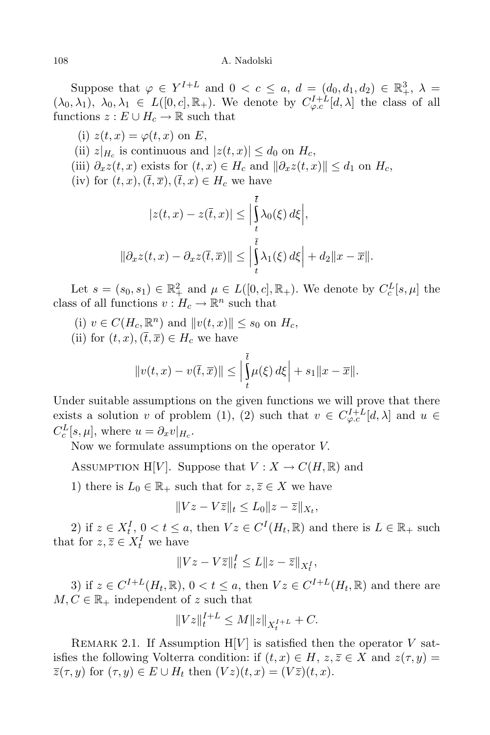Suppose that $\varphi \in Y^{I+L}$ and $0 < c \le a$, $d = (d_0, d_1, d_2) \in \mathbb{R}_+^3$, $\lambda = (\lambda_0, \lambda_1)$, $\lambda_0, \lambda_1 \in L([0,c], \mathbb{R}_+)$. We denote by $C_{\varphi.c}^{I+L}[d, \lambda]$ the class of all functions $z : E \cup H_c \to \mathbb{R}$ such that

(i) $z(t,x) = \varphi(t,x)$ on $E$,

(ii) $z|_{H_c}$ is continuous and $|z(t,x)| \le d_0$ on $H_c$,

(iii) $\partial_x z(t,x)$ exists for $(t,x) \in H_c$ and $\|\partial_x z(t,x)\| \le d_1$ on $H_c$,

(iv) for $(t,x), (\overline{t}, \overline{x}), (\overline{t}, x) \in H_c$ we have

$$|z(t,x) - z(\overline{t}, x)| \le \Big| \int_t^{\overline{t}} \lambda_0(\xi)\, d\xi \Big|,$$

$$\|\partial_x z(t,x) - \partial_x z(\overline{t}, \overline{x})\| \le \Big| \int_t^{\overline{t}} \lambda_1(\xi)\, d\xi \Big| + d_2 \|x - \overline{x}\|.$$

Let $s = (s_0, s_1) \in \mathbb{R}_+^2$ and $\mu \in L([0,c], \mathbb{R}_+)$. We denote by $C_c^L[s, \mu]$ the class of all functions $v : H_c \to \mathbb{R}^n$ such that

(i) $v \in C(H_c, \mathbb{R}^n)$ and $\|v(t,x)\| \le s_0$ on $H_c$,

(ii) for $(t,x), (\overline{t}, \overline{x}) \in H_c$ we have

$$\|v(t,x) - v(\overline{t}, \overline{x})\| \le \Big| \int_t^{\overline{t}} \mu(\xi)\, d\xi \Big| + s_1 \|x - \overline{x}\|.$$

Under suitable assumptions on the given functions we will prove that there exists a solution $v$ of problem (1), (2) such that $v \in C_{\varphi.c}^{I+L}[d, \lambda]$ and $u \in C_c^L[s, \mu]$, where $u = \partial_x v|_{H_c}$.

Now we formulate assumptions on the operator $V$.

Assumption H[$V$]. Suppose that $V : X \to C(H, \mathbb{R})$ and

1) there is $L_0 \in \mathbb{R}_+$ such that for $z, \overline{z} \in X$ we have

$$\|Vz - V\overline{z}\|_t \le L_0 \|z - \overline{z}\|_{X_t},$$

2) if $z \in X_t^I$, $0 < t \le a$, then $Vz \in C^I(H_t, \mathbb{R})$ and there is $L \in \mathbb{R}_+$ such that for $z, \overline{z} \in X_t^I$ we have

$$\|Vz - V\overline{z}\|_t^I \le L \|z - \overline{z}\|_{X_t^I},$$

3) if $z \in C^{I+L}(H_t, \mathbb{R})$, $0 < t \le a$, then $Vz \in C^{I+L}(H_t, \mathbb{R})$ and there are $M, C \in \mathbb{R}_+$ independent of $z$ such that

$$\|Vz\|_t^{I+L} \le M \|z\|_{X_t^{I+L}} + C.$$

Remark 2.1. If Assumption H[$V$] is satisfied then the operator $V$ satisfies the following Volterra condition: if $(t,x) \in H$, $z, \overline{z} \in X$ and $z(\tau, y) = \overline{z}(\tau, y)$ for $(\tau, y) \in E \cup H_t$ then $(Vz)(t,x) = (V\overline{z})(t,x)$.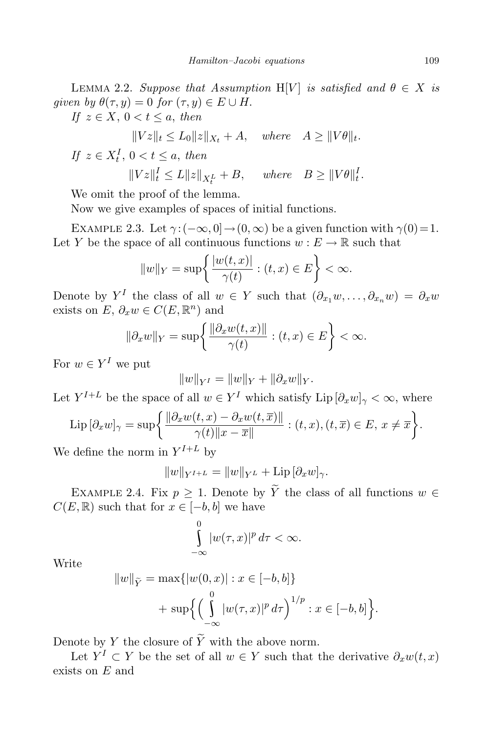LEMMA 2.2. *Suppose that Assumption* H[$V$] *is satisfied and* $\theta \in X$ *is given by* $\theta(\tau, y) = 0$ *for* $(\tau, y) \in E \cup H$.

*If* $z \in X$, $0 < t \le a$, *then*

$$\|Vz\|_t \le L_0 \|z\|_{X_t} + A, \quad \textit{where} \quad A \ge \|V\theta\|_t.$$

*If* $z \in X_t^I$, $0 < t \le a$, *then*

$$\|Vz\|_t^I \le L \|z\|_{X_t^L} + B, \quad \textit{where} \quad B \ge \|V\theta\|_t^I.$$

We omit the proof of the lemma.

Now we give examples of spaces of initial functions.

EXAMPLE 2.3. Let $\gamma : (-\infty, 0] \to (0, \infty)$ be a given function with $\gamma(0) = 1$. Let $Y$ be the space of all continuous functions $w : E \to \mathbb{R}$ such that

$$\|w\|_Y = \sup\left\{ \frac{|w(t,x)|}{\gamma(t)} : (t,x) \in E \right\} < \infty.$$

Denote by $Y^I$ the class of all $w \in Y$ such that $(\partial_{x_1} w, \dots, \partial_{x_n} w) = \partial_x w$ exists on $E$, $\partial_x w \in C(E, \mathbb{R}^n)$ and

$$\|\partial_x w\|_Y = \sup\left\{ \frac{\|\partial_x w(t,x)\|}{\gamma(t)} : (t,x) \in E \right\} < \infty.$$

For $w \in Y^I$ we put

$$\|w\|_{Y^I} = \|w\|_Y + \|\partial_x w\|_Y.$$

Let $Y^{I+L}$ be the space of all $w \in Y^I$ which satisfy $\mathrm{Lip}\,[\partial_x w]_\gamma < \infty$, where

$$\mathrm{Lip}\,[\partial_x w]_\gamma = \sup\left\{ \frac{\|\partial_x w(t,x) - \partial_x w(t,\overline{x})\|}{\gamma(t)\|x - \overline{x}\|} : (t,x), (t,\overline{x}) \in E,\ x \ne \overline{x} \right\}.$$

We define the norm in $Y^{I+L}$ by

$$\|w\|_{Y^{I+L}} = \|w\|_{Y^L} + \mathrm{Lip}\,[\partial_x w]_\gamma.$$

EXAMPLE 2.4. Fix $p \ge 1$. Denote by $\widetilde{Y}$ the class of all functions $w \in C(E, \mathbb{R})$ such that for $x \in [-b, b]$ we have

$$\int_{-\infty}^{0} |w(\tau, x)|^p \, d\tau < \infty.$$

Write

$$\|w\|_{\widetilde{Y}} = \max\{|w(0,x)| : x \in [-b,b]\} + \sup\left\{ \left( \int_{-\infty}^{0} |w(\tau,x)|^p \, d\tau \right)^{1/p} : x \in [-b,b] \right\}.$$

Denote by $Y$ the closure of $\widetilde{Y}$ with the above norm.

Let $Y^I \subset Y$ be the set of all $w \in Y$ such that the derivative $\partial_x w(t,x)$ exists on $E$ and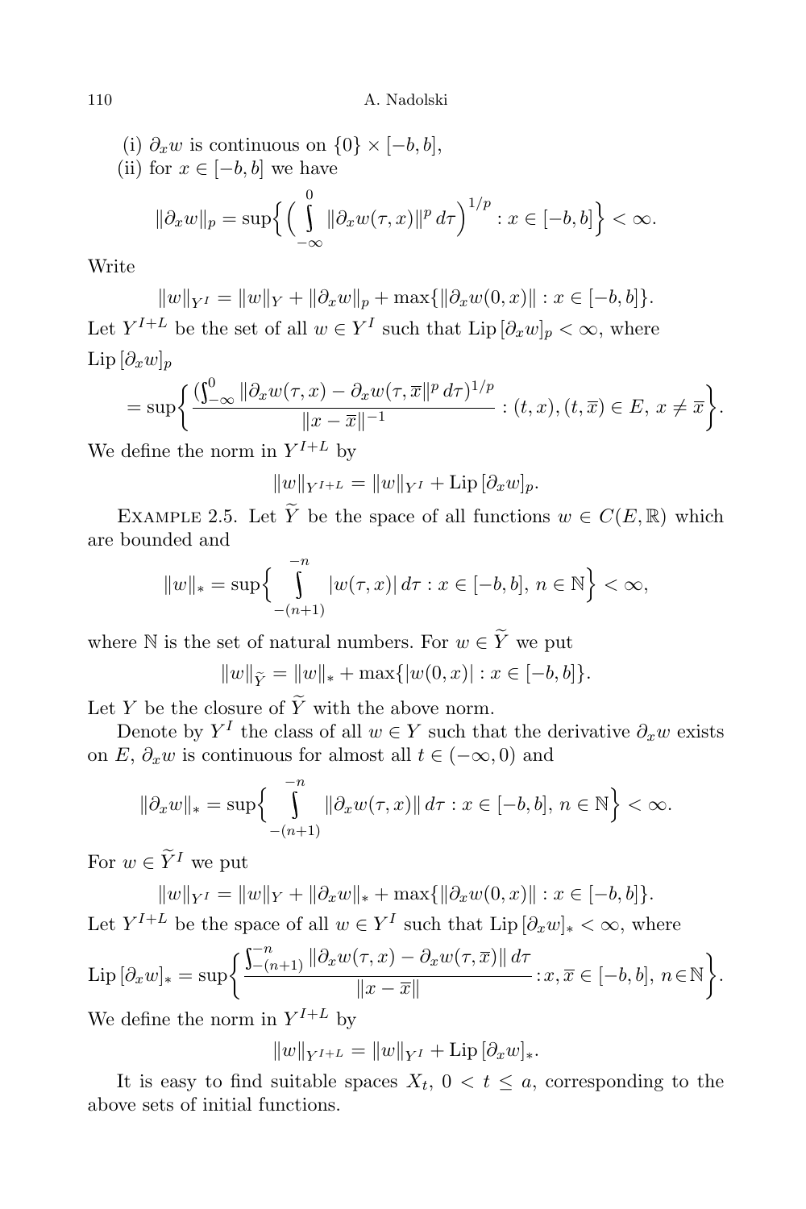(i) $\partial_x w$ is continuous on $\{0\} \times [-b, b]$,

(ii) for $x \in [-b, b]$ we have

$$\|\partial_x w\|_p = \sup\Big\{ \Big( \int\limits_{-\infty}^{0} \|\partial_x w(\tau, x)\|^p \, d\tau \Big)^{1/p} : x \in [-b, b] \Big\} < \infty.$$

Write

$$\|w\|_{Y^I} = \|w\|_Y + \|\partial_x w\|_p + \max\{\|\partial_x w(0, x)\| : x \in [-b, b]\}.$$

Let $Y^{I+L}$ be the set of all $w \in Y^I$ such that $\mathrm{Lip}\,[\partial_x w]_p < \infty$, where

$$\mathrm{Lip}\,[\partial_x w]_p = \sup\bigg\{ \frac{(\int_{-\infty}^{0} \|\partial_x w(\tau, x) - \partial_x w(\tau, \overline{x}\|^p \, d\tau)^{1/p}}{\|x - \overline{x}\|^{-1}} : (t, x), (t, \overline{x}) \in E,\ x \neq \overline{x} \bigg\}.$$

We define the norm in $Y^{I+L}$ by

$$\|w\|_{Y^{I+L}} = \|w\|_{Y^I} + \mathrm{Lip}\,[\partial_x w]_p.$$

Example 2.5. Let $\widetilde{Y}$ be the space of all functions $w \in C(E, \mathbb{R})$ which are bounded and

$$\|w\|_* = \sup\Big\{ \int\limits_{-(n+1)}^{-n} |w(\tau, x)| \, d\tau : x \in [-b, b],\ n \in \mathbb{N} \Big\} < \infty,$$

where $\mathbb{N}$ is the set of natural numbers. For $w \in \widetilde{Y}$ we put

$$\|w\|_{\widetilde{Y}} = \|w\|_* + \max\{|w(0, x)| : x \in [-b, b]\}.$$

Let $Y$ be the closure of $\widetilde{Y}$ with the above norm.

Denote by $Y^I$ the class of all $w \in Y$ such that the derivative $\partial_x w$ exists on $E$, $\partial_x w$ is continuous for almost all $t \in (-\infty, 0)$ and

$$\|\partial_x w\|_* = \sup\Big\{ \int\limits_{-(n+1)}^{-n} \|\partial_x w(\tau, x)\| \, d\tau : x \in [-b, b],\ n \in \mathbb{N} \Big\} < \infty.$$

For $w \in \widetilde{Y}^I$ we put

$$\|w\|_{Y^I} = \|w\|_Y + \|\partial_x w\|_* + \max\{\|\partial_x w(0, x)\| : x \in [-b, b]\}.$$

Let $Y^{I+L}$ be the space of all $w \in Y^I$ such that $\mathrm{Lip}\,[\partial_x w]_* < \infty$, where

$$\mathrm{Lip}\,[\partial_x w]_* = \sup\bigg\{ \frac{\int_{-(n+1)}^{-n} \|\partial_x w(\tau, x) - \partial_x w(\tau, \overline{x})\| \, d\tau}{\|x - \overline{x}\|} : x, \overline{x} \in [-b, b],\ n \in \mathbb{N} \bigg\}.$$

We define the norm in $Y^{I+L}$ by

$$\|w\|_{Y^{I+L}} = \|w\|_{Y^I} + \mathrm{Lip}\,[\partial_x w]_*.$$

It is easy to find suitable spaces $X_t$, $0 < t \le a$, corresponding to the above sets of initial functions.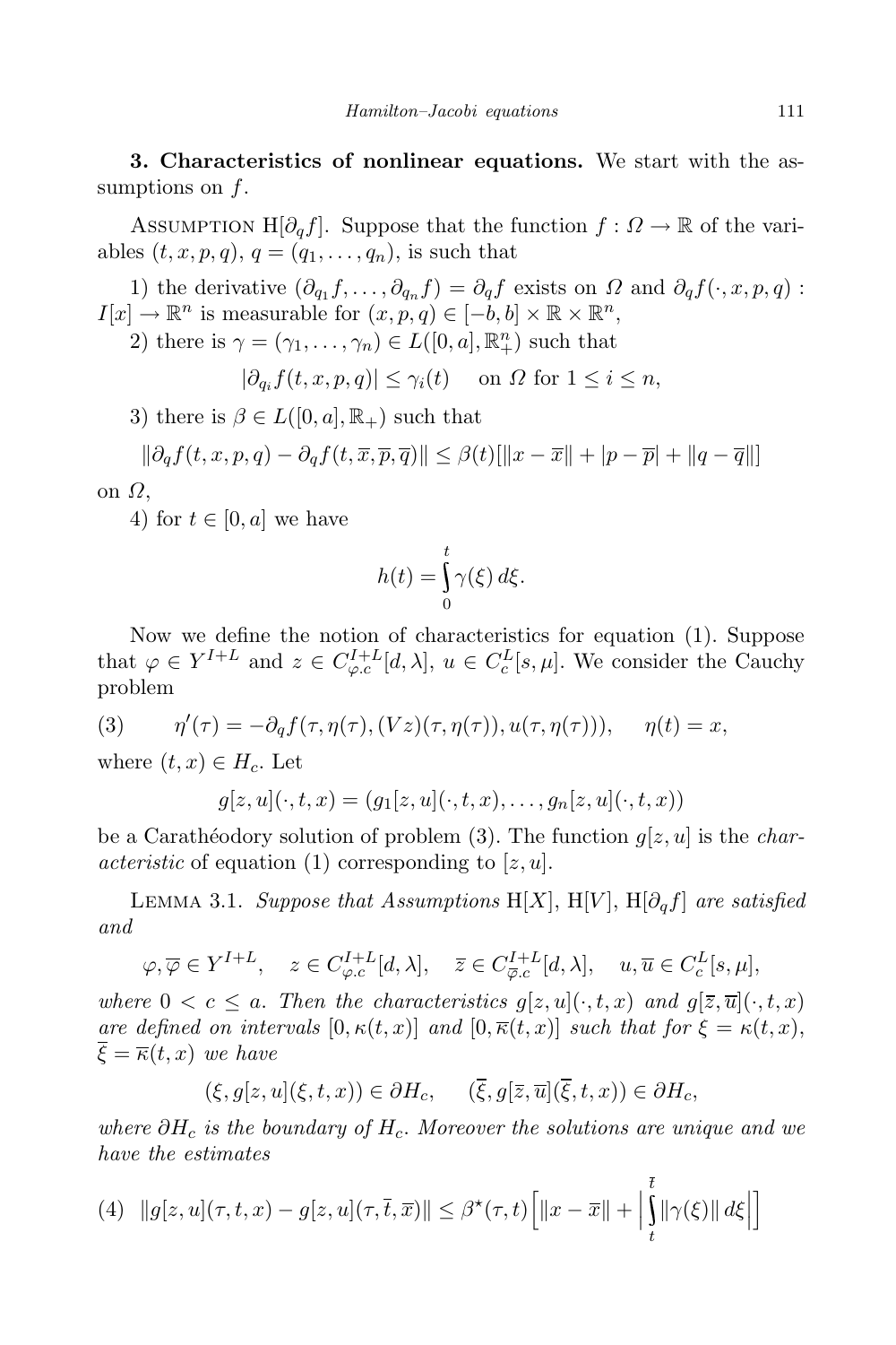**3. Characteristics of nonlinear equations.** We start with the assumptions on $f$.

Assumption H[$\partial_q f$]. Suppose that the function $f : \Omega \to \mathbb{R}$ of the variables $(t, x, p, q)$, $q = (q_1, \ldots, q_n)$, is such that

1) the derivative $(\partial_{q_1} f, \ldots, \partial_{q_n} f) = \partial_q f$ exists on $\Omega$ and $\partial_q f(\cdot, x, p, q) : I[x] \to \mathbb{R}^n$ is measurable for $(x, p, q) \in [-b, b] \times \mathbb{R} \times \mathbb{R}^n$,

2) there is $\gamma = (\gamma_1, \ldots, \gamma_n) \in L([0, a], \mathbb{R}^n_+)$ such that

$$|\partial_{q_i} f(t, x, p, q)| \leq \gamma_i(t) \quad \text{on } \Omega \text{ for } 1 \leq i \leq n,$$

3) there is $\beta \in L([0, a], \mathbb{R}_+)$ such that

$$\|\partial_q f(t, x, p, q) - \partial_q f(t, \overline{x}, \overline{p}, \overline{q})\| \leq \beta(t)[\|x - \overline{x}\| + |p - \overline{p}| + \|q - \overline{q}\|]$$

on $\Omega$,

4) for $t \in [0, a]$ we have

$$h(t) = \int_0^t \gamma(\xi)\, d\xi.$$

Now we define the notion of characteristics for equation (1). Suppose that $\varphi \in Y^{I+L}$ and $z \in C^{I+L}_{\varphi.c}[d, \lambda]$, $u \in C^L_c[s, \mu]$. We consider the Cauchy problem

$$\eta'(\tau) = -\partial_q f(\tau, \eta(\tau), (Vz)(\tau, \eta(\tau)), u(\tau, \eta(\tau))), \quad \eta(t) = x, \tag{3}$$

where $(t, x) \in H_c$. Let

$$g[z, u](\cdot, t, x) = (g_1[z, u](\cdot, t, x), \ldots, g_n[z, u](\cdot, t, x))$$

be a Carathéodory solution of problem (3). The function $g[z, u]$ is the *characteristic* of equation (1) corresponding to $[z, u]$.

Lemma 3.1. *Suppose that Assumptions* H[$X$], H[$V$], H[$\partial_q f$] *are satisfied and*

$$\varphi, \overline{\varphi} \in Y^{I+L}, \quad z \in C^{I+L}_{\varphi.c}[d, \lambda], \quad \overline{z} \in C^{I+L}_{\overline{\varphi}.c}[d, \lambda], \quad u, \overline{u} \in C^L_c[s, \mu],$$

*where* $0 < c \leq a$. *Then the characteristics* $g[z, u](\cdot, t, x)$ *and* $g[\overline{z}, \overline{u}](\cdot, t, x)$ *are defined on intervals* $[0, \kappa(t, x)]$ *and* $[0, \overline{\kappa}(t, x)]$ *such that for* $\xi = \kappa(t, x)$, $\overline{\xi} = \overline{\kappa}(t, x)$ *we have*

$$(\xi, g[z, u](\xi, t, x)) \in \partial H_c, \quad (\overline{\xi}, g[\overline{z}, \overline{u}](\overline{\xi}, t, x)) \in \partial H_c,$$

*where* $\partial H_c$ *is the boundary of* $H_c$. *Moreover the solutions are unique and we have the estimates*

$$\|g[z, u](\tau, t, x) - g[z, u](\tau, \overline{t}, \overline{x})\| \leq \beta^\star(\tau, t)\Big[\|x - \overline{x}\| + \Big|\int_t^{\overline{t}} \|\gamma(\xi)\|\, d\xi\Big|\Big] \tag{4}$$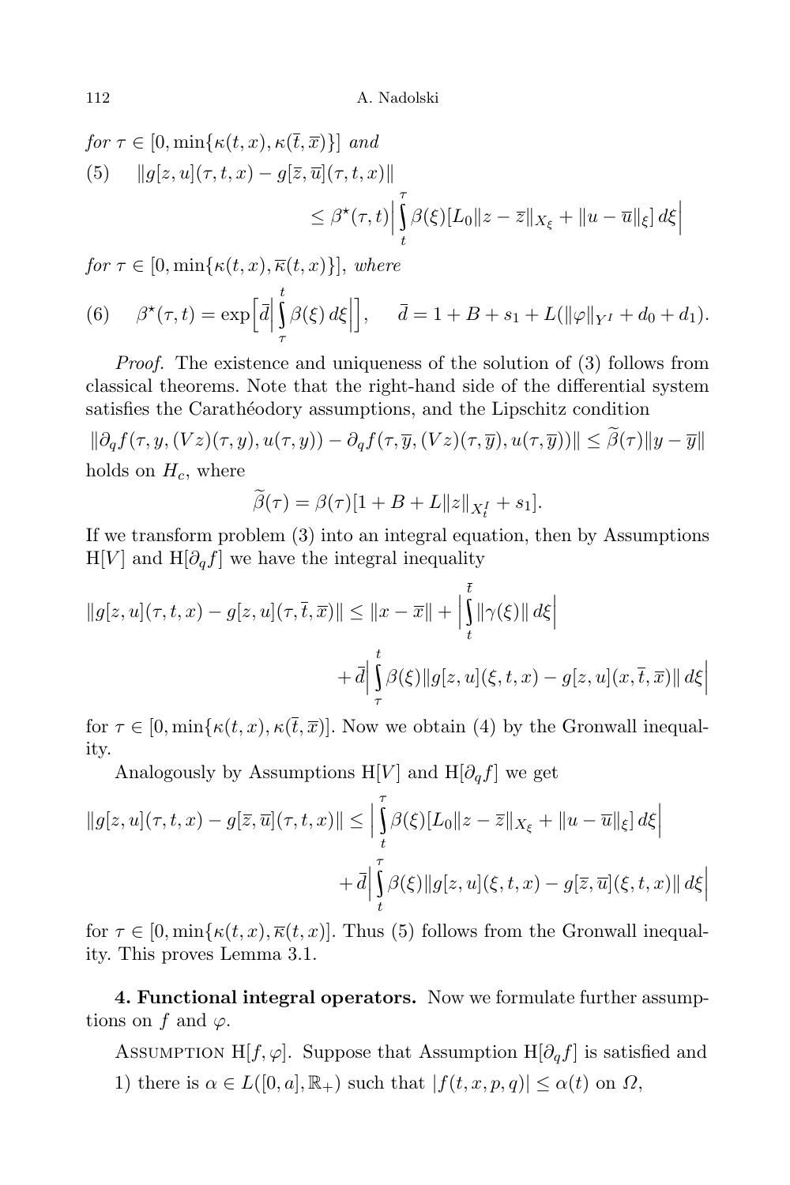*for* $\tau \in [0, \min\{\kappa(t,x), \kappa(\overline{t},\overline{x})\}]$ *and*

$$
(5) \qquad \|g[z,u](\tau,t,x) - g[\overline{z},\overline{u}](\tau,t,x)\| \le \beta^\star(\tau,t)\Big|\int_t^\tau \beta(\xi)[L_0\|z-\overline{z}\|_{X_\xi} + \|u-\overline{u}\|_\xi]\,d\xi\Big|
$$

*for* $\tau \in [0, \min\{\kappa(t,x), \overline{\kappa}(t,x)\}]$, *where*

$$
(6) \qquad \beta^\star(\tau,t) = \exp\Big[\overline{d}\Big|\int_\tau^t \beta(\xi)\,d\xi\Big|\Big], \qquad \overline{d} = 1 + B + s_1 + L(\|\varphi\|_{Y^I} + d_0 + d_1).
$$

*Proof.* The existence and uniqueness of the solution of (3) follows from classical theorems. Note that the right-hand side of the differential system satisfies the Carathéodory assumptions, and the Lipschitz condition

$$
\|\partial_q f(\tau,y,(Vz)(\tau,y),u(\tau,y)) - \partial_q f(\tau,\overline{y},(Vz)(\tau,\overline{y}),u(\tau,\overline{y}))\| \le \widetilde{\beta}(\tau)\|y-\overline{y}\|
$$

holds on $H_c$, where

$$
\widetilde{\beta}(\tau) = \beta(\tau)[1 + B + L\|z\|_{X_t^I} + s_1].
$$

If we transform problem (3) into an integral equation, then by Assumptions H$[V]$ and H$[\partial_q f]$ we have the integral inequality

$$
\|g[z,u](\tau,t,x) - g[z,u](\tau,\overline{t},\overline{x})\| \le \|x-\overline{x}\| + \Big|\int_t^{\overline{t}} \|\gamma(\xi)\|\,d\xi\Big| + \overline{d}\Big|\int_\tau^t \beta(\xi)\|g[z,u](\xi,t,x) - g[z,u](x,\overline{t},\overline{x})\|\,d\xi\Big|
$$

for $\tau \in [0, \min\{\kappa(t,x), \kappa(\overline{t},\overline{x})]$. Now we obtain (4) by the Gronwall inequality.

Analogously by Assumptions H$[V]$ and H$[\partial_q f]$ we get

$$
\|g[z,u](\tau,t,x) - g[\overline{z},\overline{u}](\tau,t,x)\| \le \Big|\int_t^\tau \beta(\xi)[L_0\|z-\overline{z}\|_{X_\xi} + \|u-\overline{u}\|_\xi]\,d\xi\Big| + \overline{d}\Big|\int_t^\tau \beta(\xi)\|g[z,u](\xi,t,x) - g[\overline{z},\overline{u}](\xi,t,x)\|\,d\xi\Big|
$$

for $\tau \in [0, \min\{\kappa(t,x), \overline{\kappa}(t,x)]$. Thus (5) follows from the Gronwall inequality. This proves Lemma 3.1.

**4. Functional integral operators.** Now we formulate further assumptions on $f$ and $\varphi$.

Assumption H$[f,\varphi]$. Suppose that Assumption H$[\partial_q f]$ is satisfied and

1) there is $\alpha \in L([0,a],\mathbb{R}_+)$ such that $|f(t,x,p,q)| \le \alpha(t)$ on $\Omega$,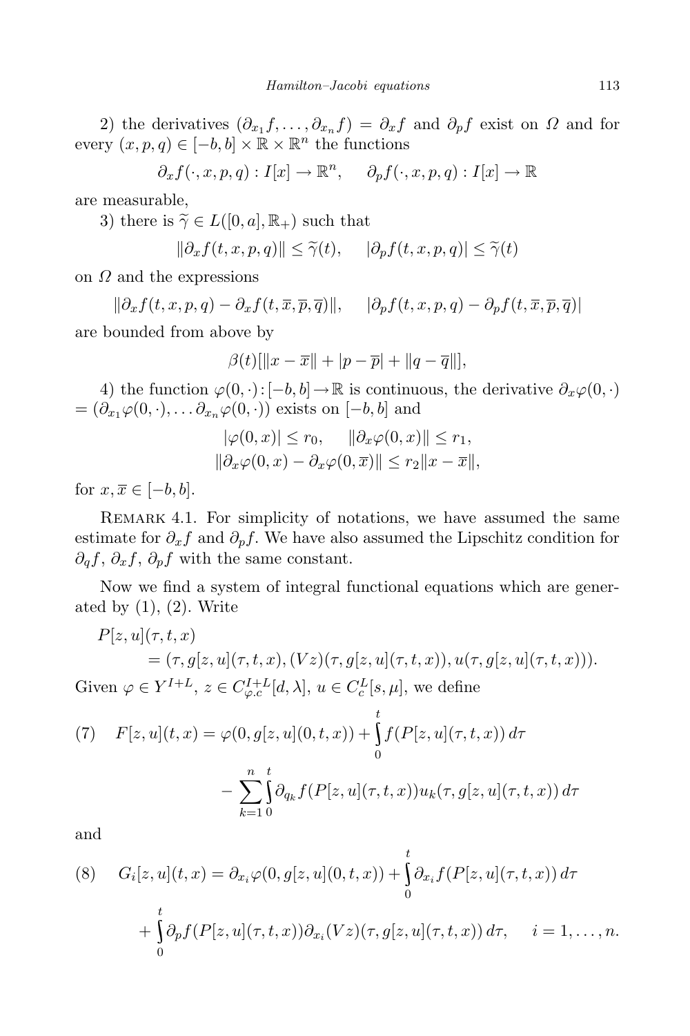2) the derivatives $(\partial_{x_1} f, \ldots, \partial_{x_n} f) = \partial_x f$ and $\partial_p f$ exist on $\Omega$ and for every $(x,p,q) \in [-b,b] \times \mathbb{R} \times \mathbb{R}^n$ the functions

$$\partial_x f(\cdot, x, p, q) : I[x] \to \mathbb{R}^n, \qquad \partial_p f(\cdot, x, p, q) : I[x] \to \mathbb{R}$$

are measurable,

3) there is $\widetilde{\gamma} \in L([0,a], \mathbb{R}_+)$ such that

$$\|\partial_x f(t,x,p,q)\| \le \widetilde{\gamma}(t), \qquad |\partial_p f(t,x,p,q)| \le \widetilde{\gamma}(t)$$

on $\Omega$ and the expressions

$$\|\partial_x f(t,x,p,q) - \partial_x f(t,\overline{x},\overline{p},\overline{q})\|, \qquad |\partial_p f(t,x,p,q) - \partial_p f(t,\overline{x},\overline{p},\overline{q})|$$

are bounded from above by

$$\beta(t)[\|x-\overline{x}\| + |p-\overline{p}| + \|q-\overline{q}\|],$$

4) the function $\varphi(0,\cdot) : [-b,b] \to \mathbb{R}$ is continuous, the derivative $\partial_x \varphi(0,\cdot) = (\partial_{x_1}\varphi(0,\cdot), \ldots \partial_{x_n}\varphi(0,\cdot))$ exists on $[-b,b]$ and

$$|\varphi(0,x)| \le r_0, \qquad \|\partial_x \varphi(0,x)\| \le r_1,$$
$$\|\partial_x \varphi(0,x) - \partial_x \varphi(0,\overline{x})\| \le r_2 \|x - \overline{x}\|,$$

for $x, \overline{x} \in [-b,b]$.

Remark 4.1. For simplicity of notations, we have assumed the same estimate for $\partial_x f$ and $\partial_p f$. We have also assumed the Lipschitz condition for $\partial_q f$, $\partial_x f$, $\partial_p f$ with the same constant.

Now we find a system of integral functional equations which are generated by (1), (2). Write

$$P[z,u](\tau,t,x) = (\tau, g[z,u](\tau,t,x), (Vz)(\tau, g[z,u](\tau,t,x)), u(\tau, g[z,u](\tau,t,x))).$$

Given $\varphi \in Y^{I+L}$, $z \in C^{I+L}_{\varphi.c}[d,\lambda]$, $u \in C^L_c[s,\mu]$, we define

$$(7) \quad F[z,u](t,x) = \varphi(0, g[z,u](0,t,x)) + \int_0^t f(P[z,u](\tau,t,x))\,d\tau - \sum_{k=1}^n \int_0^t \partial_{q_k} f(P[z,u](\tau,t,x)) u_k(\tau, g[z,u](\tau,t,x))\,d\tau$$

and

$$(8) \quad G_i[z,u](t,x) = \partial_{x_i}\varphi(0, g[z,u](0,t,x)) + \int_0^t \partial_{x_i} f(P[z,u](\tau,t,x))\,d\tau + \int_0^t \partial_p f(P[z,u](\tau,t,x)) \partial_{x_i}(Vz)(\tau, g[z,u](\tau,t,x))\,d\tau, \qquad i = 1, \ldots, n.$$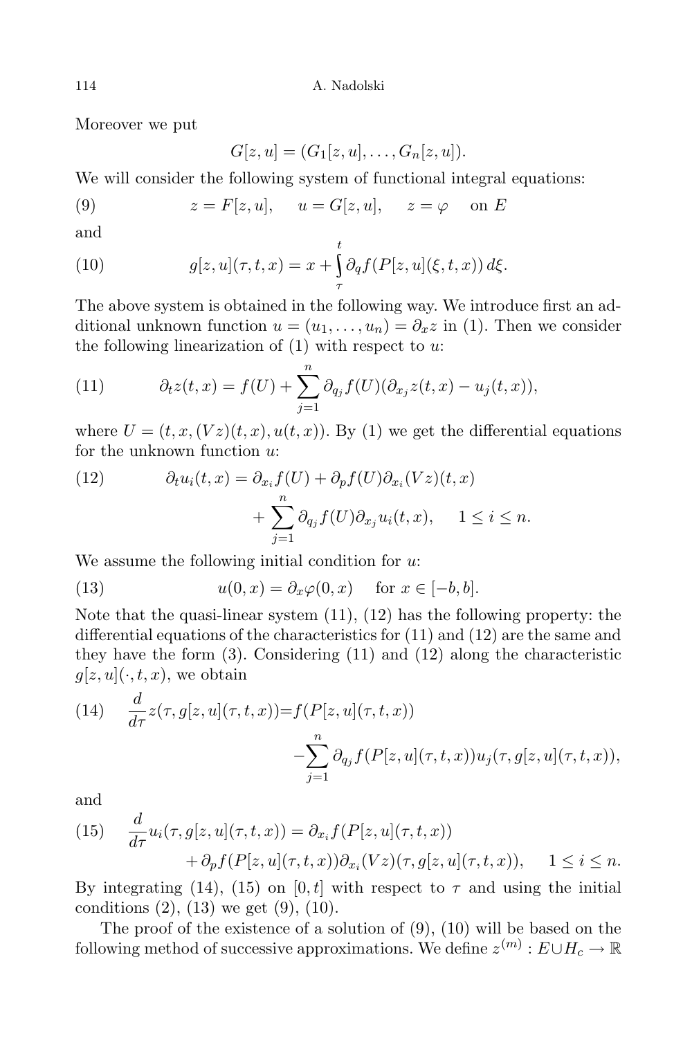Moreover we put

$$G[z,u] = (G_1[z,u], \ldots, G_n[z,u]).$$

We will consider the following system of functional integral equations:

$$z = F[z,u], \quad u = G[z,u], \quad z = \varphi \quad \text{on } E \tag{9}$$

and

$$g[z,u](\tau,t,x) = x + \int_\tau^t \partial_q f(P[z,u](\xi,t,x))\,d\xi. \tag{10}$$

The above system is obtained in the following way. We introduce first an additional unknown function $u = (u_1, \ldots, u_n) = \partial_x z$ in (1). Then we consider the following linearization of (1) with respect to $u$:

$$\partial_t z(t,x) = f(U) + \sum_{j=1}^n \partial_{q_j} f(U)(\partial_{x_j} z(t,x) - u_j(t,x)), \tag{11}$$

where $U = (t, x, (Vz)(t,x), u(t,x))$. By (1) we get the differential equations for the unknown function $u$:

$$\partial_t u_i(t,x) = \partial_{x_i} f(U) + \partial_p f(U)\partial_{x_i}(Vz)(t,x) + \sum_{j=1}^n \partial_{q_j} f(U)\partial_{x_j} u_i(t,x), \quad 1 \le i \le n. \tag{12}$$

We assume the following initial condition for $u$:

$$u(0,x) = \partial_x \varphi(0,x) \quad \text{for } x \in [-b,b]. \tag{13}$$

Note that the quasi-linear system (11), (12) has the following property: the differential equations of the characteristics for (11) and (12) are the same and they have the form (3). Considering (11) and (12) along the characteristic $g[z,u](\cdot,t,x)$, we obtain

$$\frac{d}{d\tau} z(\tau, g[z,u](\tau,t,x)) = f(P[z,u](\tau,t,x)) - \sum_{j=1}^n \partial_{q_j} f(P[z,u](\tau,t,x))u_j(\tau, g[z,u](\tau,t,x)), \tag{14}$$

and

$$\frac{d}{d\tau} u_i(\tau, g[z,u](\tau,t,x)) = \partial_{x_i} f(P[z,u](\tau,t,x)) + \partial_p f(P[z,u](\tau,t,x))\partial_{x_i}(Vz)(\tau, g[z,u](\tau,t,x)), \quad 1 \le i \le n. \tag{15}$$

By integrating (14), (15) on $[0,t]$ with respect to $\tau$ and using the initial conditions (2), (13) we get (9), (10).

The proof of the existence of a solution of (9), (10) will be based on the following method of successive approximations. We define $z^{(m)} : E \cup H_c \to \mathbb{R}$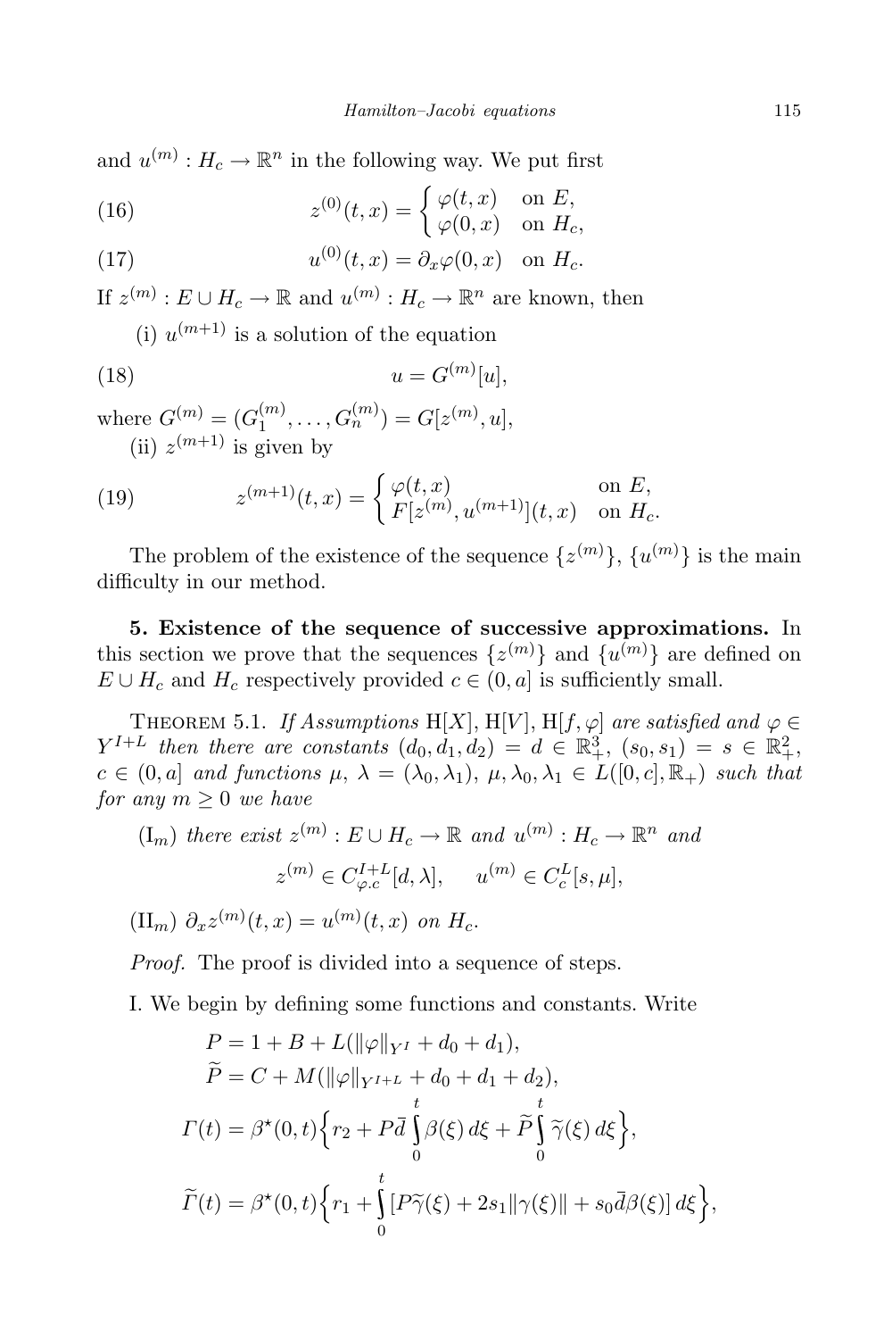and $u^{(m)} : H_c \to \mathbb{R}^n$ in the following way. We put first

$$z^{(0)}(t,x) = \begin{cases} \varphi(t,x) & \text{on } E, \\ \varphi(0,x) & \text{on } H_c, \end{cases} \tag{16}$$

$$u^{(0)}(t,x) = \partial_x \varphi(0,x) \quad \text{on } H_c. \tag{17}$$

If $z^{(m)} : E \cup H_c \to \mathbb{R}$ and $u^{(m)} : H_c \to \mathbb{R}^n$ are known, then

(i) $u^{(m+1)}$ is a solution of the equation

$$u = G^{(m)}[u], \tag{18}$$

where $G^{(m)} = (G_1^{(m)}, \ldots, G_n^{(m)}) = G[z^{(m)}, u]$,

(ii) $z^{(m+1)}$ is given by

$$z^{(m+1)}(t,x) = \begin{cases} \varphi(t,x) & \text{on } E, \\ F[z^{(m)}, u^{(m+1)}](t,x) & \text{on } H_c. \end{cases} \tag{19}$$

The problem of the existence of the sequence $\{z^{(m)}\}$, $\{u^{(m)}\}$ is the main difficulty in our method.

**5. Existence of the sequence of successive approximations.** In this section we prove that the sequences $\{z^{(m)}\}$ and $\{u^{(m)}\}$ are defined on $E \cup H_c$ and $H_c$ respectively provided $c \in (0,a]$ is sufficiently small.

THEOREM 5.1. *If Assumptions* H$[X]$, H$[V]$, H$[f,\varphi]$ *are satisfied and* $\varphi \in Y^{I+L}$ *then there are constants* $(d_0, d_1, d_2) = d \in \mathbb{R}_+^3$, $(s_0, s_1) = s \in \mathbb{R}_+^2$, $c \in (0,a]$ *and functions* $\mu$, $\lambda = (\lambda_0, \lambda_1)$, $\mu, \lambda_0, \lambda_1 \in L([0,c], \mathbb{R}_+)$ *such that for any* $m \geq 0$ *we have*

($\mathrm{I}_m$) *there exist* $z^{(m)} : E \cup H_c \to \mathbb{R}$ *and* $u^{(m)} : H_c \to \mathbb{R}^n$ *and*

$$z^{(m)} \in C_{\varphi.c}^{I+L}[d, \lambda], \qquad u^{(m)} \in C_c^L[s, \mu],$$

($\mathrm{II}_m$) $\partial_x z^{(m)}(t,x) = u^{(m)}(t,x)$ *on* $H_c$.

*Proof.* The proof is divided into a sequence of steps.

I. We begin by defining some functions and constants. Write

$$P = 1 + B + L(\|\varphi\|_{Y^I} + d_0 + d_1),$$

$$\widetilde{P} = C + M(\|\varphi\|_{Y^{I+L}} + d_0 + d_1 + d_2),$$

$$\Gamma(t) = \beta^\star(0,t)\Big\{r_2 + P\bar{d}\int_0^t \beta(\xi)\,d\xi + \widetilde{P}\int_0^t \widetilde{\gamma}(\xi)\,d\xi\Big\},$$

$$\widetilde{\Gamma}(t) = \beta^\star(0,t)\Big\{r_1 + \int_0^t [P\widetilde{\gamma}(\xi) + 2s_1\|\gamma(\xi)\| + s_0\bar{d}\beta(\xi)]\,d\xi\Big\},$$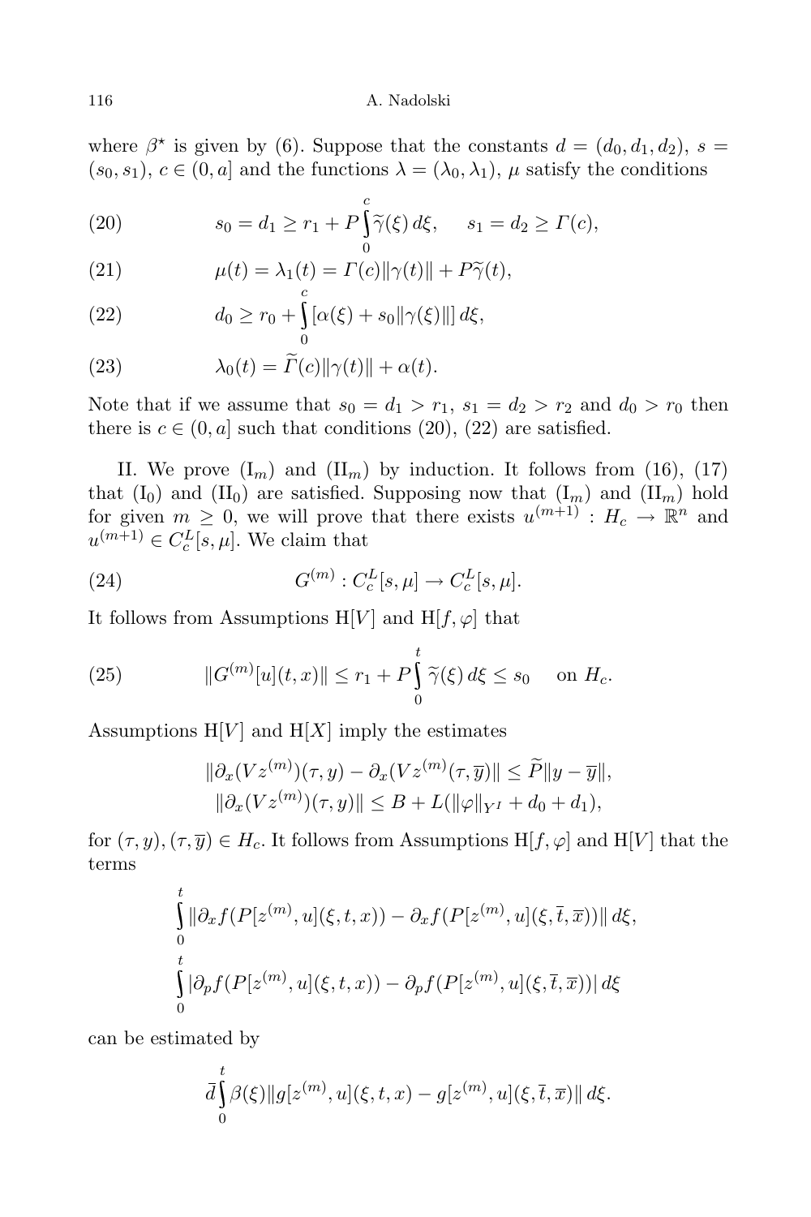where $\beta^\star$ is given by (6). Suppose that the constants $d = (d_0, d_1, d_2)$, $s = (s_0, s_1)$, $c \in (0, a]$ and the functions $\lambda = (\lambda_0, \lambda_1)$, $\mu$ satisfy the conditions

$$
s_0 = d_1 \geq r_1 + P \int_0^c \widetilde{\gamma}(\xi)\, d\xi, \qquad s_1 = d_2 \geq \Gamma(c), \tag{20}
$$

$$
\mu(t) = \lambda_1(t) = \Gamma(c)\|\gamma(t)\| + P\widetilde{\gamma}(t), \tag{21}
$$

$$
d_0 \geq r_0 + \int_0^c [\alpha(\xi) + s_0\|\gamma(\xi)\|]\, d\xi, \tag{22}
$$

$$
\lambda_0(t) = \widetilde{\Gamma}(c)\|\gamma(t)\| + \alpha(t). \tag{23}
$$

Note that if we assume that $s_0 = d_1 > r_1$, $s_1 = d_2 > r_2$ and $d_0 > r_0$ then there is $c \in (0, a]$ such that conditions (20), (22) are satisfied.

II. We prove ($\mathrm{I}_m$) and ($\mathrm{II}_m$) by induction. It follows from (16), (17) that ($\mathrm{I}_0$) and ($\mathrm{II}_0$) are satisfied. Supposing now that ($\mathrm{I}_m$) and ($\mathrm{II}_m$) hold for given $m \geq 0$, we will prove that there exists $u^{(m+1)} : H_c \to \mathbb{R}^n$ and $u^{(m+1)} \in C_c^L[s, \mu]$. We claim that

$$
G^{(m)} : C_c^L[s, \mu] \to C_c^L[s, \mu]. \tag{24}
$$

It follows from Assumptions H[$V$] and H[$f, \varphi$] that

$$
\|G^{(m)}[u](t, x)\| \leq r_1 + P \int_0^t \widetilde{\gamma}(\xi)\, d\xi \leq s_0 \quad \text{ on } H_c. \tag{25}
$$

Assumptions H[$V$] and H[$X$] imply the estimates

$$
\|\partial_x(Vz^{(m)})(\tau, y) - \partial_x(Vz^{(m)}(\tau, \overline{y})\| \leq \widetilde{P}\|y - \overline{y}\|,
$$
$$
\|\partial_x(Vz^{(m)})(\tau, y)\| \leq B + L(\|\varphi\|_{Y^I} + d_0 + d_1),
$$

for $(\tau, y), (\tau, \overline{y}) \in H_c$. It follows from Assumptions H[$f, \varphi$] and H[$V$] that the terms

$$
\int_0^t \|\partial_x f(P[z^{(m)}, u](\xi, t, x)) - \partial_x f(P[z^{(m)}, u](\xi, \overline{t}, \overline{x}))\|\, d\xi,
$$
$$
\int_0^t |\partial_p f(P[z^{(m)}, u](\xi, t, x)) - \partial_p f(P[z^{(m)}, u](\xi, \overline{t}, \overline{x}))|\, d\xi
$$

can be estimated by

$$
\overline{d} \int_0^t \beta(\xi)\|g[z^{(m)}, u](\xi, t, x) - g[z^{(m)}, u](\xi, \overline{t}, \overline{x})\|\, d\xi.
$$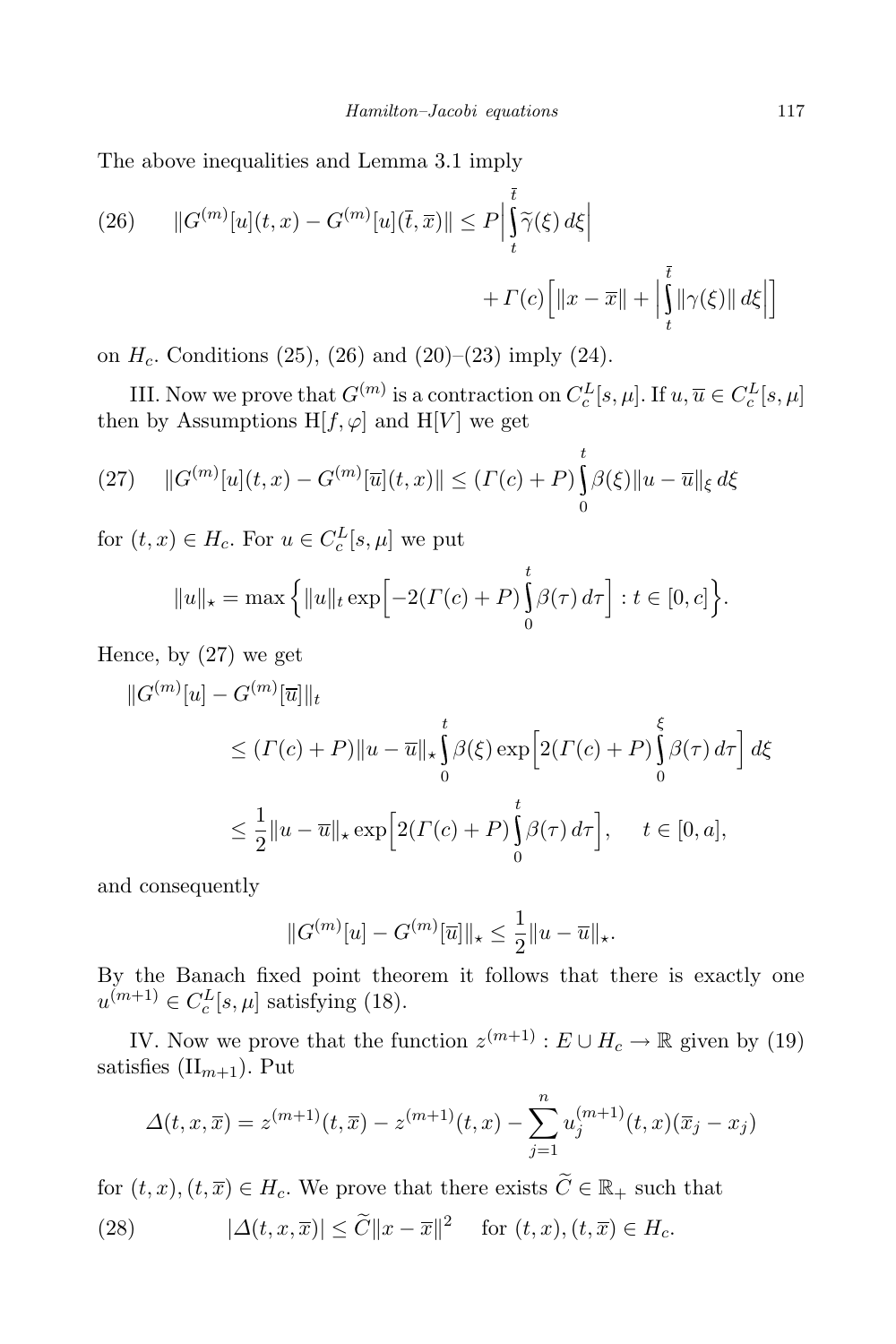The above inequalities and Lemma 3.1 imply

$$\|G^{(m)}[u](t,x) - G^{(m)}[u](\bar{t},\bar{x})\| \le P\Big|\int_t^{\bar{t}} \widetilde{\gamma}(\xi)\,d\xi\Big| + \Gamma(c)\Big[\|x-\bar{x}\| + \Big|\int_t^{\bar{t}} \|\gamma(\xi)\|\,d\xi\Big|\Big] \tag{26}$$

on $H_c$. Conditions (25), (26) and (20)–(23) imply (24).

III. Now we prove that $G^{(m)}$ is a contraction on $C_c^L[s,\mu]$. If $u,\overline{u} \in C_c^L[s,\mu]$ then by Assumptions H$[f,\varphi]$ and H$[V]$ we get

$$\|G^{(m)}[u](t,x) - G^{(m)}[\overline{u}](t,x)\| \le (\Gamma(c)+P)\int_0^t \beta(\xi)\|u-\overline{u}\|_\xi\,d\xi \tag{27}$$

for $(t,x) \in H_c$. For $u \in C_c^L[s,\mu]$ we put

$$\|u\|_\star = \max\Big\{\|u\|_t \exp\Big[-2(\Gamma(c)+P)\int_0^t \beta(\tau)\,d\tau\Big] : t \in [0,c]\Big\}.$$

Hence, by (27) we get

$$\begin{aligned}
\|G^{(m)}[u] - G^{(m)}[\overline{u}]\|_t
&\le (\Gamma(c)+P)\|u-\overline{u}\|_\star \int_0^t \beta(\xi)\exp\Big[2(\Gamma(c)+P)\int_0^\xi \beta(\tau)\,d\tau\Big]\,d\xi \\
&\le \frac{1}{2}\|u-\overline{u}\|_\star \exp\Big[2(\Gamma(c)+P)\int_0^t \beta(\tau)\,d\tau\Big], \qquad t \in [0,a],
\end{aligned}$$

and consequently

$$\|G^{(m)}[u] - G^{(m)}[\overline{u}]\|_\star \le \frac{1}{2}\|u-\overline{u}\|_\star.$$

By the Banach fixed point theorem it follows that there is exactly one $u^{(m+1)} \in C_c^L[s,\mu]$ satisfying (18).

IV. Now we prove that the function $z^{(m+1)} : E \cup H_c \to \mathbb{R}$ given by (19) satisfies $(\mathrm{II}_{m+1})$. Put

$$\Delta(t,x,\bar{x}) = z^{(m+1)}(t,\bar{x}) - z^{(m+1)}(t,x) - \sum_{j=1}^n u_j^{(m+1)}(t,x)(\bar{x}_j - x_j)$$

for $(t,x),(t,\bar{x}) \in H_c$. We prove that there exists $\widetilde{C} \in \mathbb{R}_+$ such that

$$|\Delta(t,x,\bar{x})| \le \widetilde{C}\|x-\bar{x}\|^2 \quad \text{for } (t,x),(t,\bar{x}) \in H_c. \tag{28}$$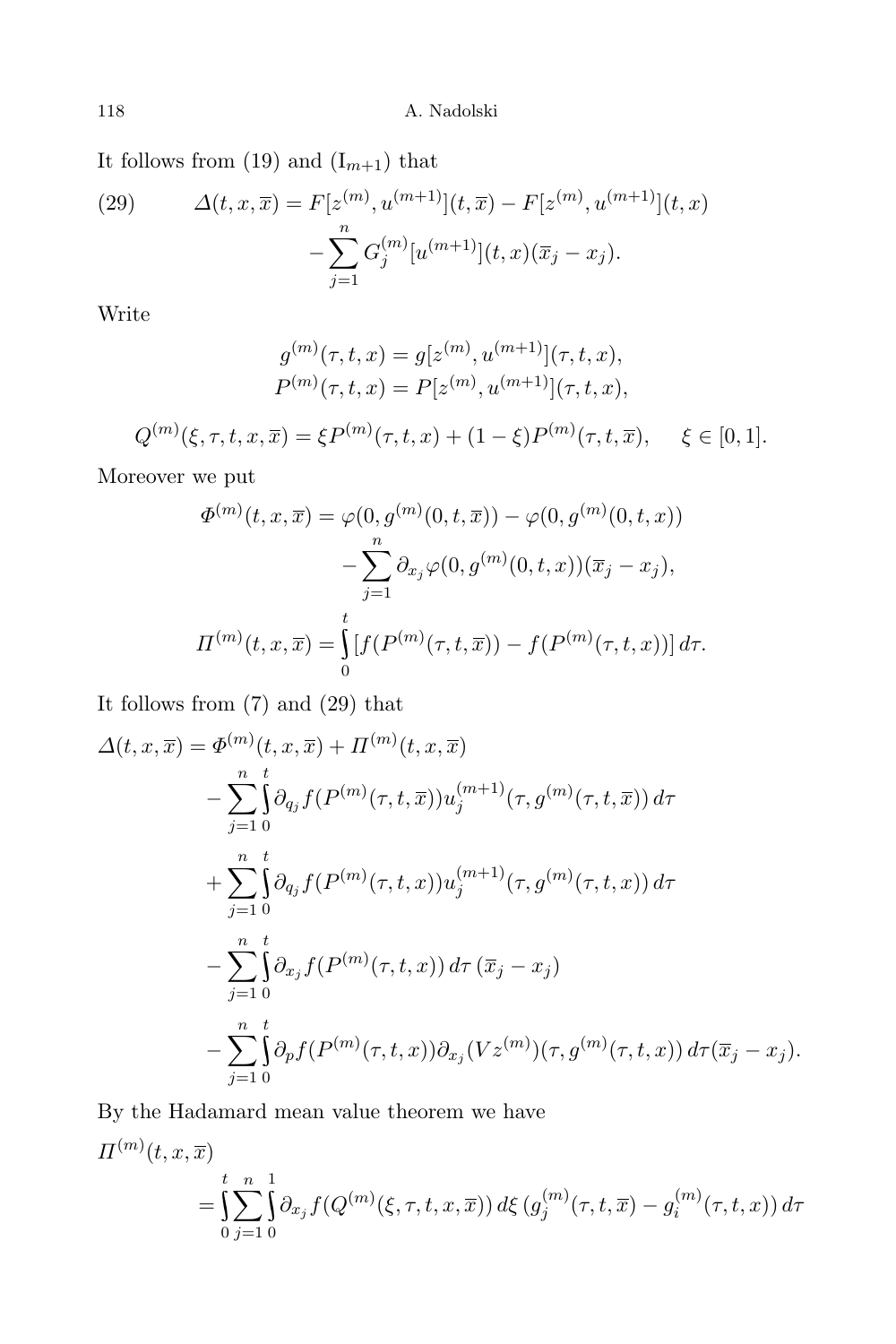It follows from (19) and $(\mathrm{I}_{m+1})$ that

$$
\begin{aligned}
(29) \qquad \Delta(t,x,\overline{x}) &= F[z^{(m)},u^{(m+1)}](t,\overline{x}) - F[z^{(m)},u^{(m+1)}](t,x) \\
&\quad - \sum_{j=1}^{n} G_j^{(m)}[u^{(m+1)}](t,x)(\overline{x}_j - x_j).
\end{aligned}
$$

Write

$$
\begin{aligned}
g^{(m)}(\tau,t,x) &= g[z^{(m)},u^{(m+1)}](\tau,t,x), \\
P^{(m)}(\tau,t,x) &= P[z^{(m)},u^{(m+1)}](\tau,t,x),
\end{aligned}
$$

$$
Q^{(m)}(\xi,\tau,t,x,\overline{x}) = \xi P^{(m)}(\tau,t,x) + (1-\xi)P^{(m)}(\tau,t,\overline{x}), \qquad \xi \in [0,1].
$$

Moreover we put

$$
\begin{aligned}
\Phi^{(m)}(t,x,\overline{x}) &= \varphi(0,g^{(m)}(0,t,\overline{x})) - \varphi(0,g^{(m)}(0,t,x)) \\
&\quad - \sum_{j=1}^{n} \partial_{x_j}\varphi(0,g^{(m)}(0,t,x))(\overline{x}_j - x_j), \\
\Pi^{(m)}(t,x,\overline{x}) &= \int_0^t [f(P^{(m)}(\tau,t,\overline{x})) - f(P^{(m)}(\tau,t,x))]\, d\tau.
\end{aligned}
$$

It follows from (7) and (29) that

$$
\begin{aligned}
\Delta(t,x,\overline{x}) &= \Phi^{(m)}(t,x,\overline{x}) + \Pi^{(m)}(t,x,\overline{x}) \\
&\quad - \sum_{j=1}^{n} \int_0^t \partial_{q_j} f(P^{(m)}(\tau,t,\overline{x}))u_j^{(m+1)}(\tau,g^{(m)}(\tau,t,\overline{x}))\, d\tau \\
&\quad + \sum_{j=1}^{n} \int_0^t \partial_{q_j} f(P^{(m)}(\tau,t,x))u_j^{(m+1)}(\tau,g^{(m)}(\tau,t,x))\, d\tau \\
&\quad - \sum_{j=1}^{n} \int_0^t \partial_{x_j} f(P^{(m)}(\tau,t,x))\, d\tau\, (\overline{x}_j - x_j) \\
&\quad - \sum_{j=1}^{n} \int_0^t \partial_p f(P^{(m)}(\tau,t,x))\partial_{x_j}(Vz^{(m)})(\tau,g^{(m)}(\tau,t,x))\, d\tau (\overline{x}_j - x_j).
\end{aligned}
$$

By the Hadamard mean value theorem we have

$$
\begin{aligned}
&\Pi^{(m)}(t,x,\overline{x}) \\
&\quad = \int_0^t \sum_{j=1}^{n} \int_0^1 \partial_{x_j} f(Q^{(m)}(\xi,\tau,t,x,\overline{x}))\, d\xi\, (g_j^{(m)}(\tau,t,\overline{x}) - g_i^{(m)}(\tau,t,x))\, d\tau
\end{aligned}
$$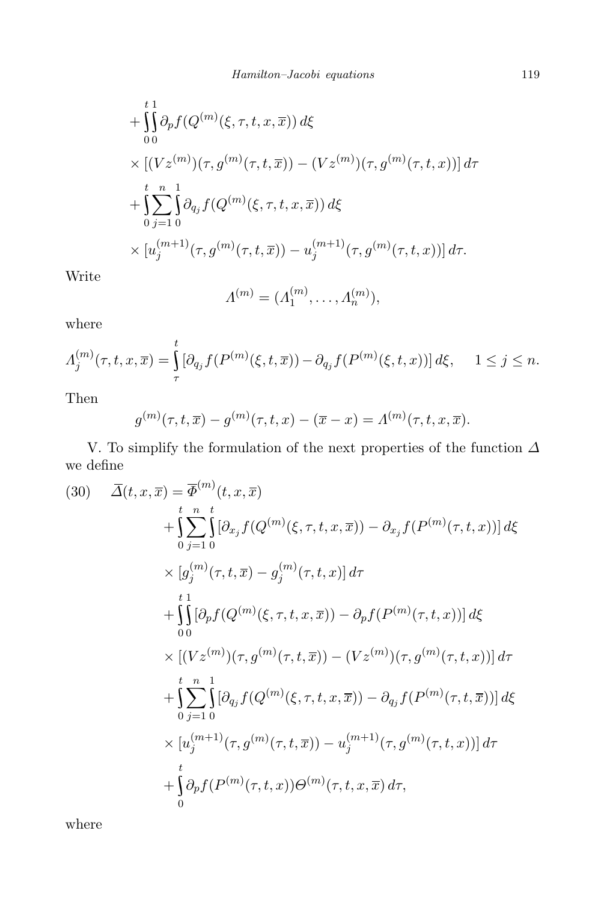$$
+\int_0^t\int_0^1 \partial_p f(Q^{(m)}(\xi,\tau,t,x,\overline{x}))\,d\xi
$$

$$
\times [(Vz^{(m)})(\tau,g^{(m)}(\tau,t,\overline{x}))-(Vz^{(m)})(\tau,g^{(m)}(\tau,t,x))]\,d\tau
$$

$$
+\int_0^t\sum_{j=1}^n\int_0^1 \partial_{q_j} f(Q^{(m)}(\xi,\tau,t,x,\overline{x}))\,d\xi
$$

$$
\times [u_j^{(m+1)}(\tau,g^{(m)}(\tau,t,\overline{x}))-u_j^{(m+1)}(\tau,g^{(m)}(\tau,t,x))]\,d\tau.
$$

Write

$$
\Lambda^{(m)}=(\Lambda_1^{(m)},\ldots,\Lambda_n^{(m)}),
$$

where

$$
\Lambda_j^{(m)}(\tau,t,x,\overline{x})=\int_\tau^t [\partial_{q_j} f(P^{(m)}(\xi,t,\overline{x}))-\partial_{q_j} f(P^{(m)}(\xi,t,x))]\,d\xi,\qquad 1\le j\le n.
$$

Then

$$
g^{(m)}(\tau,t,\overline{x})-g^{(m)}(\tau,t,x)-(\overline{x}-x)=\Lambda^{(m)}(\tau,t,x,\overline{x}).
$$

V. To simplify the formulation of the next properties of the function $\Delta$ we define

$$
\begin{aligned}
(30)\qquad \overline{\Delta}(t,x,\overline{x}) &= \overline{\Phi}^{(m)}(t,x,\overline{x})\\
&\quad +\int_0^t\sum_{j=1}^n\int_0^t [\partial_{x_j} f(Q^{(m)}(\xi,\tau,t,x,\overline{x}))-\partial_{x_j} f(P^{(m)}(\tau,t,x))]\,d\xi\\
&\quad \times [g_j^{(m)}(\tau,t,\overline{x})-g_j^{(m)}(\tau,t,x)]\,d\tau\\
&\quad +\int_0^t\int_0^1 [\partial_p f(Q^{(m)}(\xi,\tau,t,x,\overline{x}))-\partial_p f(P^{(m)}(\tau,t,x))]\,d\xi\\
&\quad \times [(Vz^{(m)})(\tau,g^{(m)}(\tau,t,\overline{x}))-(Vz^{(m)})(\tau,g^{(m)}(\tau,t,x))]\,d\tau\\
&\quad +\int_0^t\sum_{j=1}^n\int_0^1 [\partial_{q_j} f(Q^{(m)}(\xi,\tau,t,x,\overline{x}))-\partial_{q_j} f(P^{(m)}(\tau,t,\overline{x}))]\,d\xi\\
&\quad \times [u_j^{(m+1)}(\tau,g^{(m)}(\tau,t,\overline{x}))-u_j^{(m+1)}(\tau,g^{(m)}(\tau,t,x))]\,d\tau\\
&\quad +\int_0^t \partial_p f(P^{(m)}(\tau,t,x))\Theta^{(m)}(\tau,t,x,\overline{x})\,d\tau,
\end{aligned}
$$

where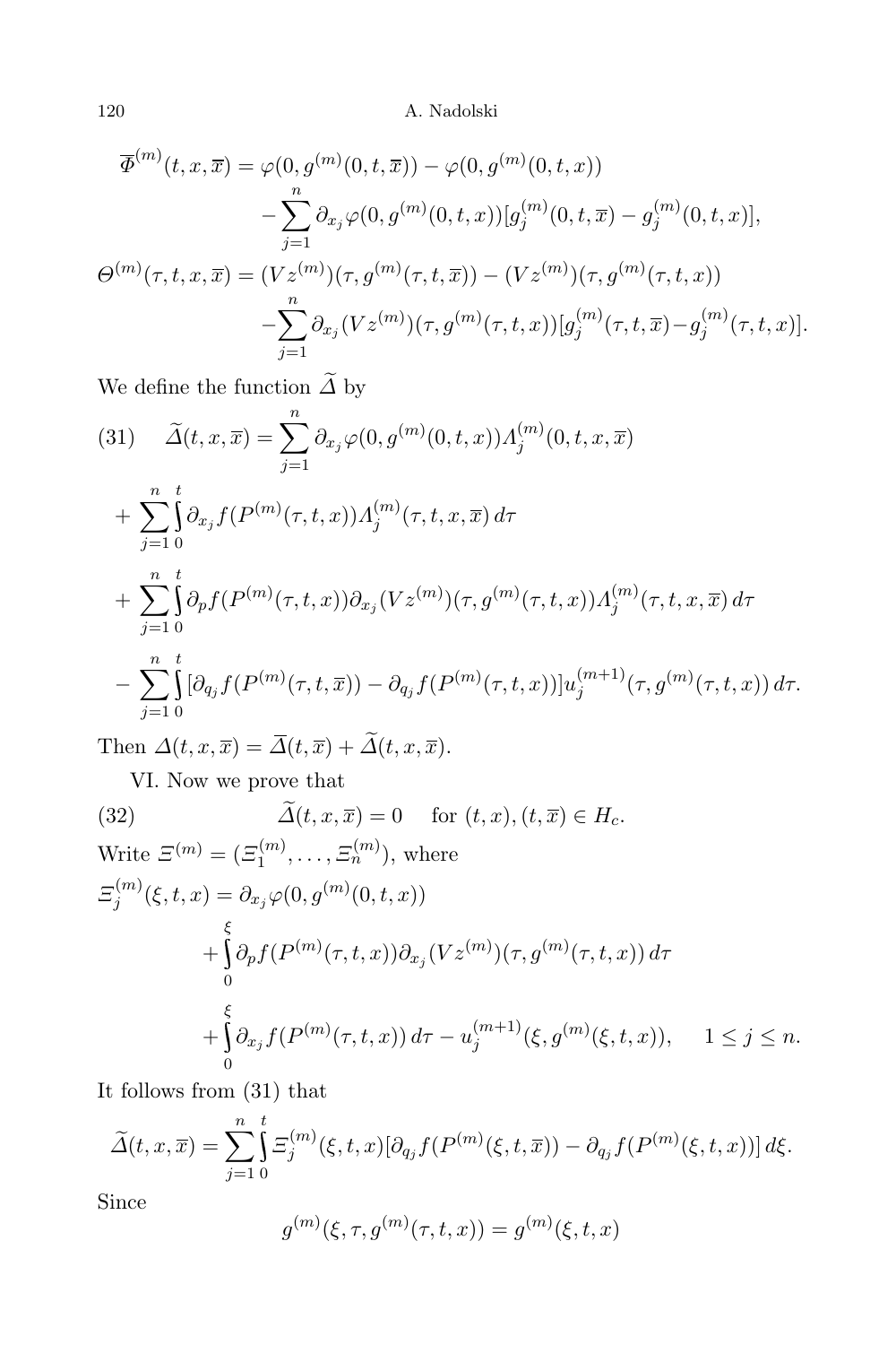$$\overline{\Phi}^{(m)}(t,x,\overline{x}) = \varphi(0,g^{(m)}(0,t,\overline{x})) - \varphi(0,g^{(m)}(0,t,x)) - \sum_{j=1}^{n} \partial_{x_j}\varphi(0,g^{(m)}(0,t,x))[g_j^{(m)}(0,t,\overline{x}) - g_j^{(m)}(0,t,x)],$$

$$\Theta^{(m)}(\tau,t,x,\overline{x}) = (Vz^{(m)})(\tau,g^{(m)}(\tau,t,\overline{x})) - (Vz^{(m)})(\tau,g^{(m)}(\tau,t,x)) - \sum_{j=1}^{n} \partial_{x_j}(Vz^{(m)})(\tau,g^{(m)}(\tau,t,x))[g_j^{(m)}(\tau,t,\overline{x}) - g_j^{(m)}(\tau,t,x)].$$

We define the function $\widetilde{\Delta}$ by

$$\begin{aligned}
(31)\quad \widetilde{\Delta}(t,x,\overline{x}) &= \sum_{j=1}^{n} \partial_{x_j}\varphi(0,g^{(m)}(0,t,x))\Lambda_j^{(m)}(0,t,x,\overline{x}) \\
&+ \sum_{j=1}^{n}\int_0^t \partial_{x_j} f(P^{(m)}(\tau,t,x))\Lambda_j^{(m)}(\tau,t,x,\overline{x})\,d\tau \\
&+ \sum_{j=1}^{n}\int_0^t \partial_p f(P^{(m)}(\tau,t,x))\partial_{x_j}(Vz^{(m)})(\tau,g^{(m)}(\tau,t,x))\Lambda_j^{(m)}(\tau,t,x,\overline{x})\,d\tau \\
&- \sum_{j=1}^{n}\int_0^t [\partial_{q_j} f(P^{(m)}(\tau,t,\overline{x})) - \partial_{q_j} f(P^{(m)}(\tau,t,x))]u_j^{(m+1)}(\tau,g^{(m)}(\tau,t,x))\,d\tau.
\end{aligned}$$

Then $\Delta(t,x,\overline{x}) = \overline{\Delta}(t,\overline{x}) + \widetilde{\Delta}(t,x,\overline{x})$.

VI. Now we prove that

$$(32)\qquad \widetilde{\Delta}(t,x,\overline{x}) = 0 \quad \text{ for } (t,x),(t,\overline{x}) \in H_c.$$

Write $\Xi^{(m)} = (\Xi_1^{(m)},\ldots,\Xi_n^{(m)})$, where

$$\begin{aligned}
\Xi_j^{(m)}(\xi,t,x) &= \partial_{x_j}\varphi(0,g^{(m)}(0,t,x)) \\
&+ \int_0^{\xi} \partial_p f(P^{(m)}(\tau,t,x))\partial_{x_j}(Vz^{(m)})(\tau,g^{(m)}(\tau,t,x))\,d\tau \\
&+ \int_0^{\xi} \partial_{x_j} f(P^{(m)}(\tau,t,x))\,d\tau - u_j^{(m+1)}(\xi,g^{(m)}(\xi,t,x)), \quad 1 \le j \le n.
\end{aligned}$$

It follows from (31) that

$$\widetilde{\Delta}(t,x,\overline{x}) = \sum_{j=1}^{n}\int_0^t \Xi_j^{(m)}(\xi,t,x)[\partial_{q_j} f(P^{(m)}(\xi,t,\overline{x})) - \partial_{q_j} f(P^{(m)}(\xi,t,x))]\,d\xi.$$

Since

$$g^{(m)}(\xi,\tau,g^{(m)}(\tau,t,x)) = g^{(m)}(\xi,t,x)$$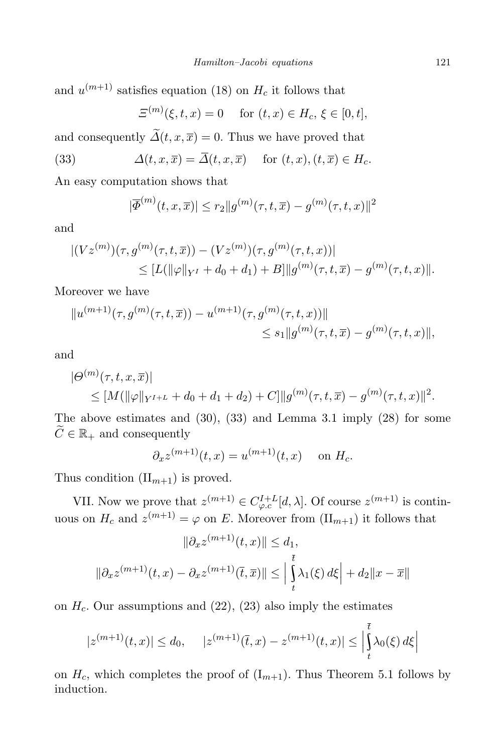and $u^{(m+1)}$ satisfies equation (18) on $H_c$ it follows that

$$\Xi^{(m)}(\xi, t, x) = 0 \quad \text{for } (t, x) \in H_c,\ \xi \in [0, t],$$

and consequently $\widetilde{\Delta}(t, x, \overline{x}) = 0$. Thus we have proved that

$$\Delta(t, x, \overline{x}) = \overline{\Delta}(t, x, \overline{x}) \quad \text{for } (t, x), (t, \overline{x}) \in H_c. \tag{33}$$

An easy computation shows that

$$|\overline{\Phi}^{(m)}(t, x, \overline{x})| \le r_2 \|g^{(m)}(\tau, t, \overline{x}) - g^{(m)}(\tau, t, x)\|^2$$

and

$$\begin{aligned}
|(Vz^{(m)})(\tau, g^{(m)}(\tau, t, \overline{x})) &- (Vz^{(m)})(\tau, g^{(m)}(\tau, t, x))| \\
&\le [L(\|\varphi\|_{Y^I} + d_0 + d_1) + B] \|g^{(m)}(\tau, t, \overline{x}) - g^{(m)}(\tau, t, x)\|.
\end{aligned}$$

Moreover we have

$$\begin{aligned}
\|u^{(m+1)}(\tau, g^{(m)}(\tau, t, \overline{x})) &- u^{(m+1)}(\tau, g^{(m)}(\tau, t, x))\| \\
&\le s_1 \|g^{(m)}(\tau, t, \overline{x}) - g^{(m)}(\tau, t, x)\|,
\end{aligned}$$

and

$$\begin{aligned}
&|\Theta^{(m)}(\tau, t, x, \overline{x})| \\
&\quad \le [M(\|\varphi\|_{Y^{I+L}} + d_0 + d_1 + d_2) + C] \|g^{(m)}(\tau, t, \overline{x}) - g^{(m)}(\tau, t, x)\|^2.
\end{aligned}$$

The above estimates and (30), (33) and Lemma 3.1 imply (28) for some $\widetilde{C} \in \mathbb{R}_+$ and consequently

$$\partial_x z^{(m+1)}(t, x) = u^{(m+1)}(t, x) \quad \text{on } H_c.$$

Thus condition $(\mathrm{II}_{m+1})$ is proved.

VII. Now we prove that $z^{(m+1)} \in C^{I+L}_{\varphi.c}[d, \lambda]$. Of course $z^{(m+1)}$ is continuous on $H_c$ and $z^{(m+1)} = \varphi$ on $E$. Moreover from $(\mathrm{II}_{m+1})$ it follows that

$$\|\partial_x z^{(m+1)}(t, x)\| \le d_1,$$

$$\|\partial_x z^{(m+1)}(t, x) - \partial_x z^{(m+1)}(\overline{t}, \overline{x})\| \le \Big| \int_t^{\overline{t}} \lambda_1(\xi)\, d\xi \Big| + d_2 \|x - \overline{x}\|$$

on $H_c$. Our assumptions and (22), (23) also imply the estimates

$$|z^{(m+1)}(t, x)| \le d_0, \qquad |z^{(m+1)}(\overline{t}, x) - z^{(m+1)}(t, x)| \le \Big| \int_t^{\overline{t}} \lambda_0(\xi)\, d\xi \Big|$$

on $H_c$, which completes the proof of $(\mathrm{I}_{m+1})$. Thus Theorem 5.1 follows by induction.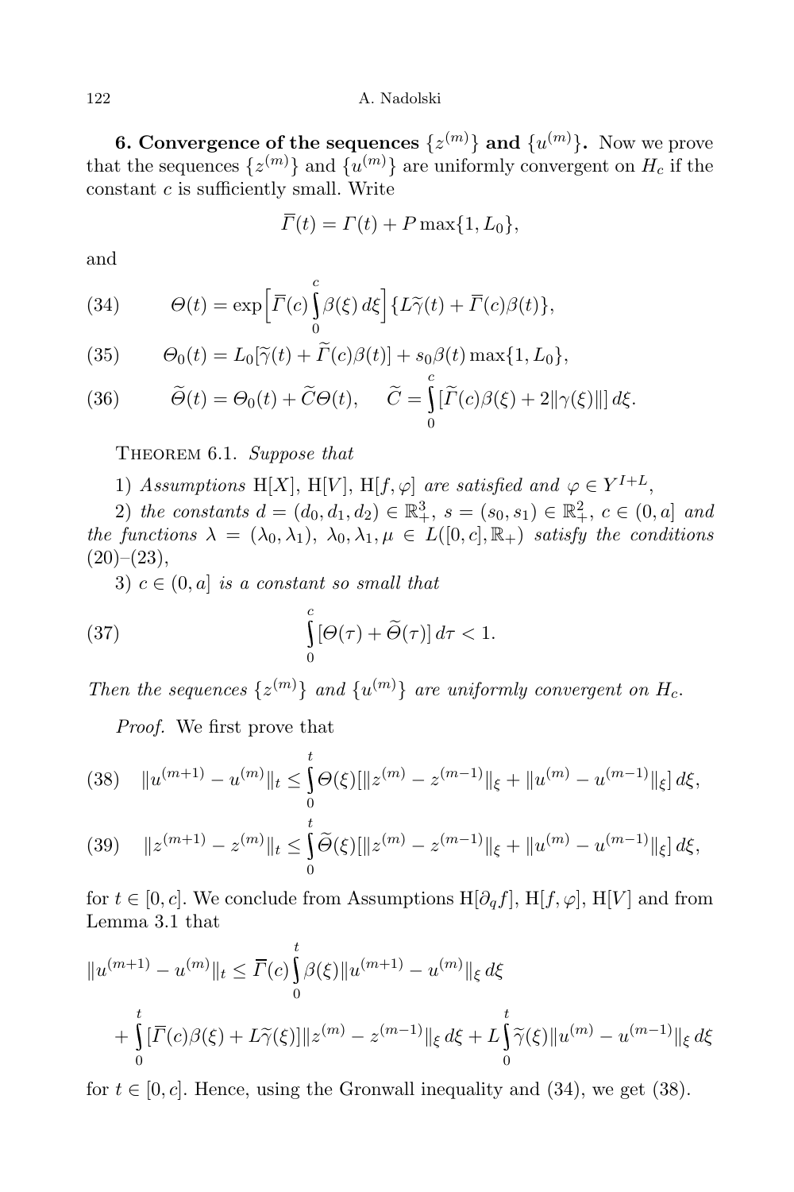**6. Convergence of the sequences $\{z^{(m)}\}$ and $\{u^{(m)}\}$.** Now we prove that the sequences $\{z^{(m)}\}$ and $\{u^{(m)}\}$ are uniformly convergent on $H_c$ if the constant $c$ is sufficiently small. Write

$$\overline{\Gamma}(t) = \Gamma(t) + P\max\{1, L_0\},$$

and

$$\Theta(t) = \exp\Big[\overline{\Gamma}(c)\int_0^c \beta(\xi)\,d\xi\Big]\{L\widetilde{\gamma}(t) + \overline{\Gamma}(c)\beta(t)\}, \tag{34}$$

$$\Theta_0(t) = L_0[\widetilde{\gamma}(t) + \widetilde{\Gamma}(c)\beta(t)] + s_0\beta(t)\max\{1, L_0\}, \tag{35}$$

$$\widetilde{\Theta}(t) = \Theta_0(t) + \widetilde{C}\Theta(t), \qquad \widetilde{C} = \int_0^c [\widetilde{\Gamma}(c)\beta(\xi) + 2\|\gamma(\xi)\|]\,d\xi. \tag{36}$$

Theorem 6.1. *Suppose that*

1) *Assumptions* H$[X]$, H$[V]$, H$[f,\varphi]$ *are satisfied and* $\varphi \in Y^{I+L}$,

2) *the constants* $d = (d_0, d_1, d_2) \in \mathbb{R}^3_+$, $s = (s_0, s_1) \in \mathbb{R}^2_+$, $c \in (0, a]$ *and the functions* $\lambda = (\lambda_0, \lambda_1)$, $\lambda_0, \lambda_1, \mu \in L([0,c], \mathbb{R}_+)$ *satisfy the conditions* (20)–(23),

3) $c \in (0, a]$ *is a constant so small that*

$$\int_0^c [\Theta(\tau) + \widetilde{\Theta}(\tau)]\,d\tau < 1. \tag{37}$$

*Then the sequences* $\{z^{(m)}\}$ *and* $\{u^{(m)}\}$ *are uniformly convergent on* $H_c$.

*Proof.* We first prove that

$$\|u^{(m+1)} - u^{(m)}\|_t \le \int_0^t \Theta(\xi)[\|z^{(m)} - z^{(m-1)}\|_\xi + \|u^{(m)} - u^{(m-1)}\|_\xi]\,d\xi, \tag{38}$$

$$\|z^{(m+1)} - z^{(m)}\|_t \le \int_0^t \widetilde{\Theta}(\xi)[\|z^{(m)} - z^{(m-1)}\|_\xi + \|u^{(m)} - u^{(m-1)}\|_\xi]\,d\xi, \tag{39}$$

for $t \in [0, c]$. We conclude from Assumptions H$[\partial_q f]$, H$[f,\varphi]$, H$[V]$ and from Lemma 3.1 that

$$\begin{aligned}
\|u^{(m+1)} - u^{(m)}\|_t &\le \overline{\Gamma}(c)\int_0^t \beta(\xi)\|u^{(m+1)} - u^{(m)}\|_\xi\,d\xi \\
&+ \int_0^t [\overline{\Gamma}(c)\beta(\xi) + L\widetilde{\gamma}(\xi)]\|z^{(m)} - z^{(m-1)}\|_\xi\,d\xi + L\int_0^t \widetilde{\gamma}(\xi)\|u^{(m)} - u^{(m-1)}\|_\xi\,d\xi
\end{aligned}$$

for $t \in [0, c]$. Hence, using the Gronwall inequality and (34), we get (38).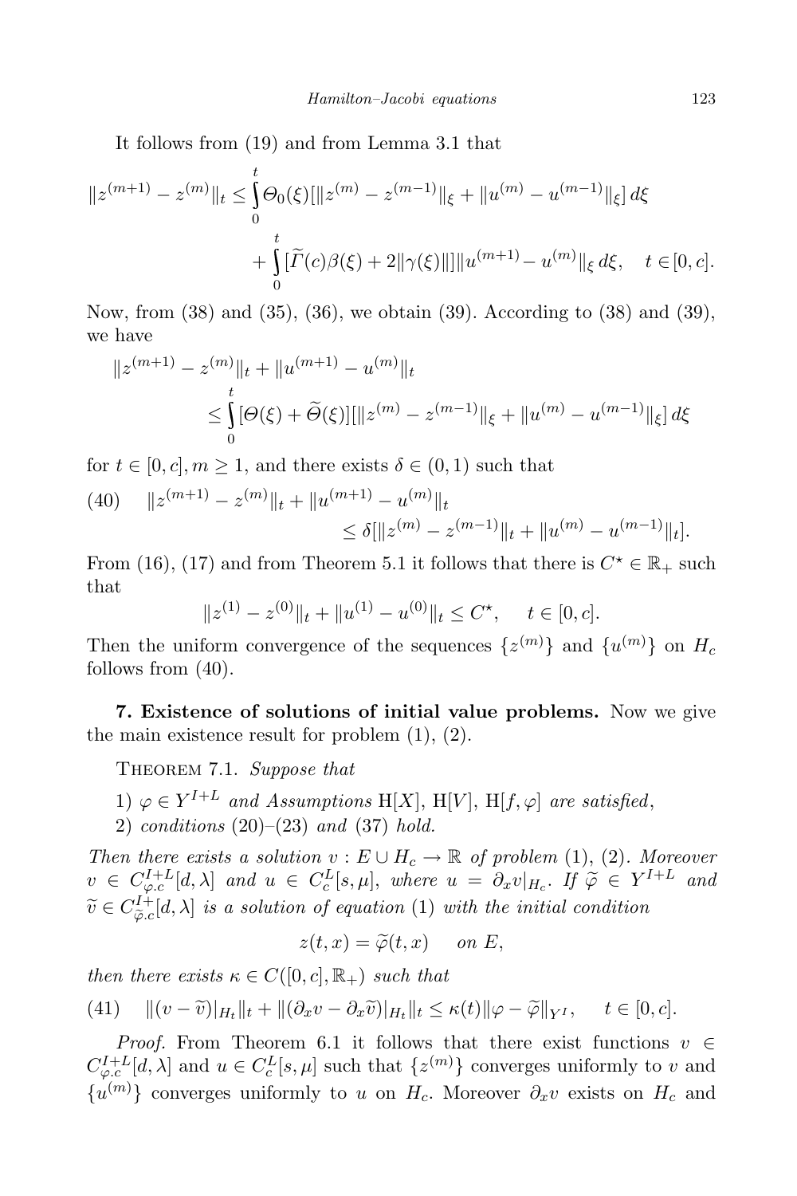It follows from (19) and from Lemma 3.1 that

$$\|z^{(m+1)} - z^{(m)}\|_t \leq \int_0^t \Theta_0(\xi)[\|z^{(m)} - z^{(m-1)}\|_\xi + \|u^{(m)} - u^{(m-1)}\|_\xi]\,d\xi$$
$$+ \int_0^t [\widetilde{\Gamma}(c)\beta(\xi) + 2\|\gamma(\xi)\|]\|u^{(m+1)} - u^{(m)}\|_\xi\,d\xi, \quad t \in [0,c].$$

Now, from (38) and (35), (36), we obtain (39). According to (38) and (39), we have

$$\|z^{(m+1)} - z^{(m)}\|_t + \|u^{(m+1)} - u^{(m)}\|_t$$
$$\leq \int_0^t [\Theta(\xi) + \widetilde{\Theta}(\xi)][\|z^{(m)} - z^{(m-1)}\|_\xi + \|u^{(m)} - u^{(m-1)}\|_\xi]\,d\xi$$

for $t \in [0,c], m \geq 1$, and there exists $\delta \in (0,1)$ such that

$$(40)\quad \|z^{(m+1)} - z^{(m)}\|_t + \|u^{(m+1)} - u^{(m)}\|_t \leq \delta[\|z^{(m)} - z^{(m-1)}\|_t + \|u^{(m)} - u^{(m-1)}\|_t].$$

From (16), (17) and from Theorem 5.1 it follows that there is $C^\star \in \mathbb{R}_+$ such that

$$\|z^{(1)} - z^{(0)}\|_t + \|u^{(1)} - u^{(0)}\|_t \leq C^\star, \quad t \in [0,c].$$

Then the uniform convergence of the sequences $\{z^{(m)}\}$ and $\{u^{(m)}\}$ on $H_c$ follows from (40).

**7. Existence of solutions of initial value problems.** Now we give the main existence result for problem (1), (2).

Theorem 7.1. *Suppose that*

1) $\varphi \in Y^{I+L}$ *and Assumptions* H[$X$], H[$V$], H[$f,\varphi$] *are satisfied*,
2) *conditions* (20)–(23) *and* (37) *hold.*

*Then there exists a solution* $v : E \cup H_c \to \mathbb{R}$ *of problem* (1), (2). *Moreover* $v \in C^{I+L}_{\varphi.c}[d,\lambda]$ *and* $u \in C^L_c[s,\mu]$, *where* $u = \partial_x v|_{H_c}$. *If* $\widetilde{\varphi} \in Y^{I+L}$ *and* $\widetilde{v} \in C^{I+}_{\widetilde{\varphi}.c}[d,\lambda]$ *is a solution of equation* (1) *with the initial condition*

$$z(t,x) = \widetilde{\varphi}(t,x) \quad \text{on } E,$$

*then there exists* $\kappa \in C([0,c],\mathbb{R}_+)$ *such that*

$$(41)\quad \|(v - \widetilde{v})|_{H_t}\|_t + \|(\partial_x v - \partial_x \widetilde{v})|_{H_t}\|_t \leq \kappa(t)\|\varphi - \widetilde{\varphi}\|_{Y^I}, \quad t \in [0,c].$$

*Proof.* From Theorem 6.1 it follows that there exist functions $v \in C^{I+L}_{\varphi.c}[d,\lambda]$ and $u \in C^L_c[s,\mu]$ such that $\{z^{(m)}\}$ converges uniformly to $v$ and $\{u^{(m)}\}$ converges uniformly to $u$ on $H_c$. Moreover $\partial_x v$ exists on $H_c$ and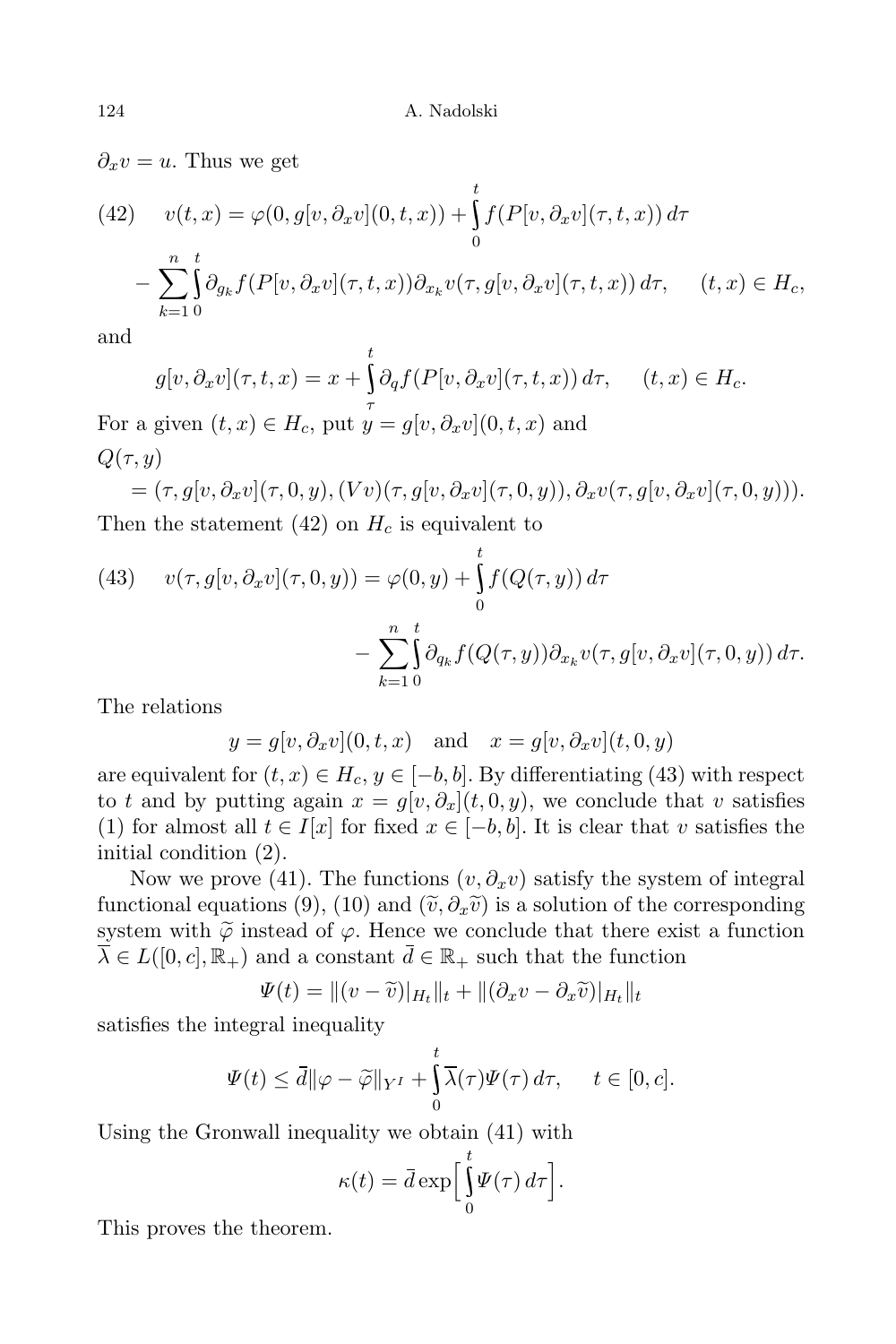$\partial_x v = u$. Thus we get

$$v(t,x) = \varphi(0, g[v,\partial_x v](0,t,x)) + \int_0^t f(P[v,\partial_x v](\tau,t,x))\,d\tau \tag{42}$$

$$- \sum_{k=1}^{n} \int_0^t \partial_{g_k} f(P[v,\partial_x v](\tau,t,x))\partial_{x_k} v(\tau, g[v,\partial_x v](\tau,t,x))\,d\tau, \qquad (t,x) \in H_c,$$

and

$$g[v,\partial_x v](\tau,t,x) = x + \int_\tau^t \partial_q f(P[v,\partial_x v](\tau,t,x))\,d\tau, \qquad (t,x) \in H_c.$$

For a given $(t,x) \in H_c$, put $y = g[v,\partial_x v](0,t,x)$ and

$$Q(\tau,y) = (\tau, g[v,\partial_x v](\tau,0,y), (Vv)(\tau, g[v,\partial_x v](\tau,0,y)), \partial_x v(\tau, g[v,\partial_x v](\tau,0,y))).$$

Then the statement (42) on $H_c$ is equivalent to

$$v(\tau, g[v,\partial_x v](\tau,0,y)) = \varphi(0,y) + \int_0^t f(Q(\tau,y))\,d\tau \tag{43}$$

$$- \sum_{k=1}^{n} \int_0^t \partial_{q_k} f(Q(\tau,y))\partial_{x_k} v(\tau, g[v,\partial_x v](\tau,0,y))\,d\tau.$$

The relations

$$y = g[v,\partial_x v](0,t,x) \quad \text{and} \quad x = g[v,\partial_x v](t,0,y)$$

are equivalent for $(t,x) \in H_c$, $y \in [-b,b]$. By differentiating (43) with respect to $t$ and by putting again $x = g[v,\partial_x](t,0,y)$, we conclude that $v$ satisfies (1) for almost all $t \in I[x]$ for fixed $x \in [-b,b]$. It is clear that $v$ satisfies the initial condition (2).

Now we prove (41). The functions $(v,\partial_x v)$ satisfy the system of integral functional equations (9), (10) and $(\widetilde{v},\partial_x \widetilde{v})$ is a solution of the corresponding system with $\widetilde{\varphi}$ instead of $\varphi$. Hence we conclude that there exist a function $\overline{\lambda} \in L([0,c],\mathbb{R}_+)$ and a constant $\overline{d} \in \mathbb{R}_+$ such that the function

$$\Psi(t) = \|(v - \widetilde{v})|_{H_t}\|_t + \|(\partial_x v - \partial_x \widetilde{v})|_{H_t}\|_t$$

satisfies the integral inequality

$$\Psi(t) \le \overline{d}\|\varphi - \widetilde{\varphi}\|_{Y^I} + \int_0^t \overline{\lambda}(\tau)\Psi(\tau)\,d\tau, \qquad t \in [0,c].$$

Using the Gronwall inequality we obtain (41) with

$$\kappa(t) = \overline{d}\exp\Big[\int_0^t \Psi(\tau)\,d\tau\Big].$$

This proves the theorem.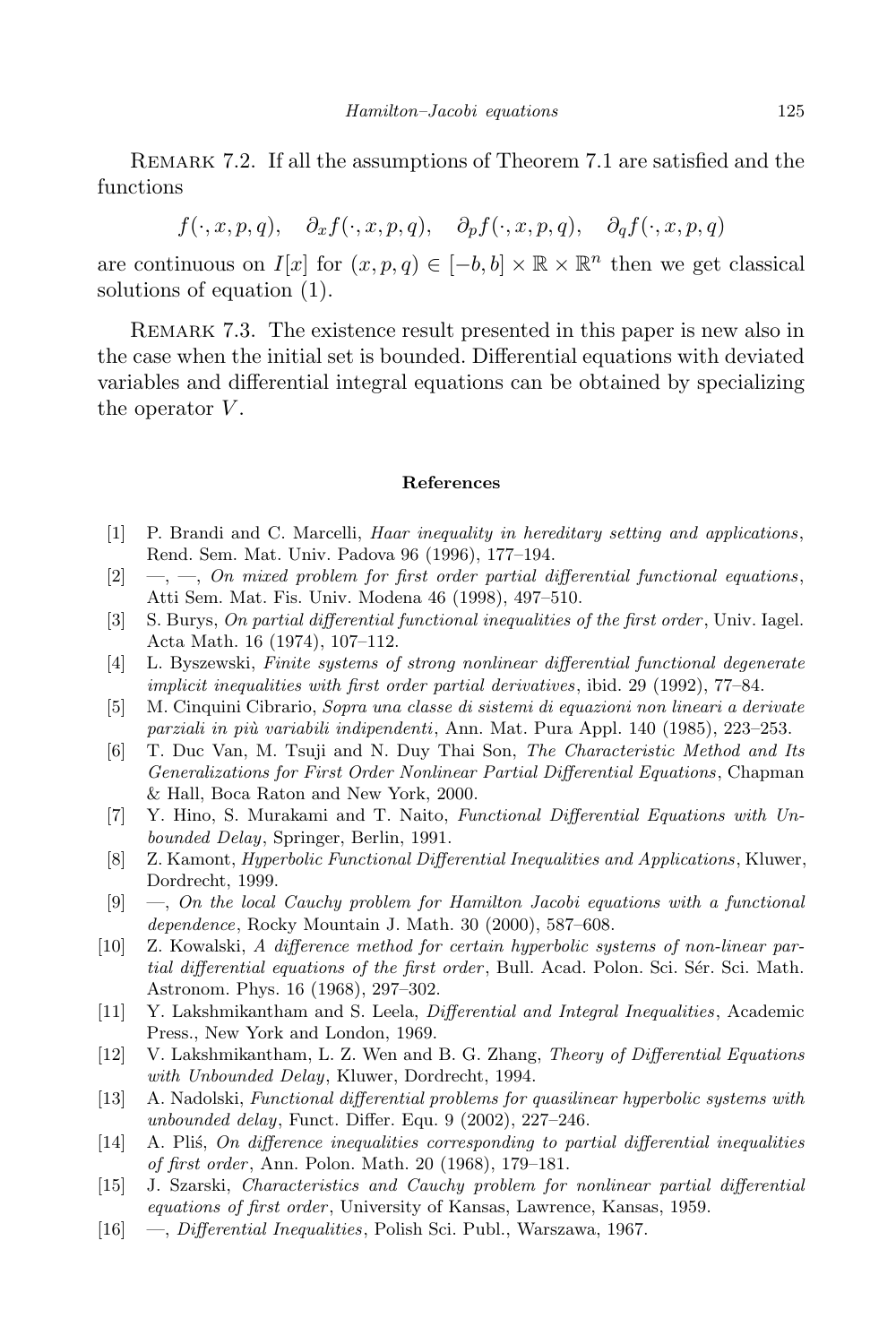REMARK 7.2. If all the assumptions of Theorem 7.1 are satisfied and the functions

$$f(\cdot, x, p, q), \quad \partial_x f(\cdot, x, p, q), \quad \partial_p f(\cdot, x, p, q), \quad \partial_q f(\cdot, x, p, q)$$

are continuous on $I[x]$ for $(x, p, q) \in [-b, b] \times \mathbb{R} \times \mathbb{R}^n$ then we get classical solutions of equation (1).

REMARK 7.3. The existence result presented in this paper is new also in the case when the initial set is bounded. Differential equations with deviated variables and differential integral equations can be obtained by specializing the operator $V$.

## References

[1] P. Brandi and C. Marcelli, *Haar inequality in hereditary setting and applications*, Rend. Sem. Mat. Univ. Padova 96 (1996), 177–194.

[2] —, —, *On mixed problem for first order partial differential functional equations*, Atti Sem. Mat. Fis. Univ. Modena 46 (1998), 497–510.

[3] S. Burys, *On partial differential functional inequalities of the first order*, Univ. Iagel. Acta Math. 16 (1974), 107–112.

[4] L. Byszewski, *Finite systems of strong nonlinear differential functional degenerate implicit inequalities with first order partial derivatives*, ibid. 29 (1992), 77–84.

[5] M. Cinquini Cibrario, *Sopra una classe di sistemi di equazioni non lineari a derivate parziali in più variabili indipendenti*, Ann. Mat. Pura Appl. 140 (1985), 223–253.

[6] T. Duc Van, M. Tsuji and N. Duy Thai Son, *The Characteristic Method and Its Generalizations for First Order Nonlinear Partial Differential Equations*, Chapman & Hall, Boca Raton and New York, 2000.

[7] Y. Hino, S. Murakami and T. Naito, *Functional Differential Equations with Unbounded Delay*, Springer, Berlin, 1991.

[8] Z. Kamont, *Hyperbolic Functional Differential Inequalities and Applications*, Kluwer, Dordrecht, 1999.

[9] —, *On the local Cauchy problem for Hamilton Jacobi equations with a functional dependence*, Rocky Mountain J. Math. 30 (2000), 587–608.

[10] Z. Kowalski, *A difference method for certain hyperbolic systems of non-linear partial differential equations of the first order*, Bull. Acad. Polon. Sci. Sér. Sci. Math. Astronom. Phys. 16 (1968), 297–302.

[11] Y. Lakshmikantham and S. Leela, *Differential and Integral Inequalities*, Academic Press., New York and London, 1969.

[12] V. Lakshmikantham, L. Z. Wen and B. G. Zhang, *Theory of Differential Equations with Unbounded Delay*, Kluwer, Dordrecht, 1994.

[13] A. Nadolski, *Functional differential problems for quasilinear hyperbolic systems with unbounded delay*, Funct. Differ. Equ. 9 (2002), 227–246.

[14] A. Pliś, *On difference inequalities corresponding to partial differential inequalities of first order*, Ann. Polon. Math. 20 (1968), 179–181.

[15] J. Szarski, *Characteristics and Cauchy problem for nonlinear partial differential equations of first order*, University of Kansas, Lawrence, Kansas, 1959.

[16] —, *Differential Inequalities*, Polish Sci. Publ., Warszawa, 1967.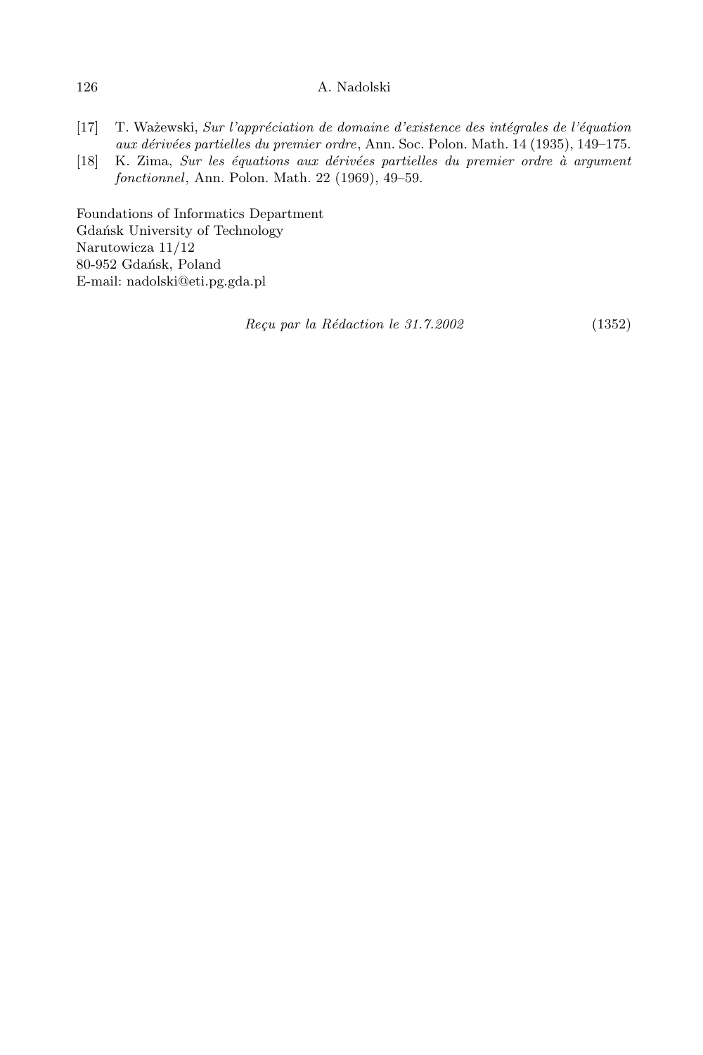[17] T. Ważewski, *Sur l'appréciation de domaine d'existence des intégrales de l'équation aux dérivées partielles du premier ordre*, Ann. Soc. Polon. Math. 14 (1935), 149–175.

[18] K. Zima, *Sur les équations aux dérivées partielles du premier ordre à argument fonctionnel*, Ann. Polon. Math. 22 (1969), 49–59.

Foundations of Informatics Department
Gdańsk University of Technology
Narutowicza 11/12
80-952 Gdańsk, Poland
E-mail: nadolski@eti.pg.gda.pl

*Reçu par la Rédaction le 31.7.2002* (1352)